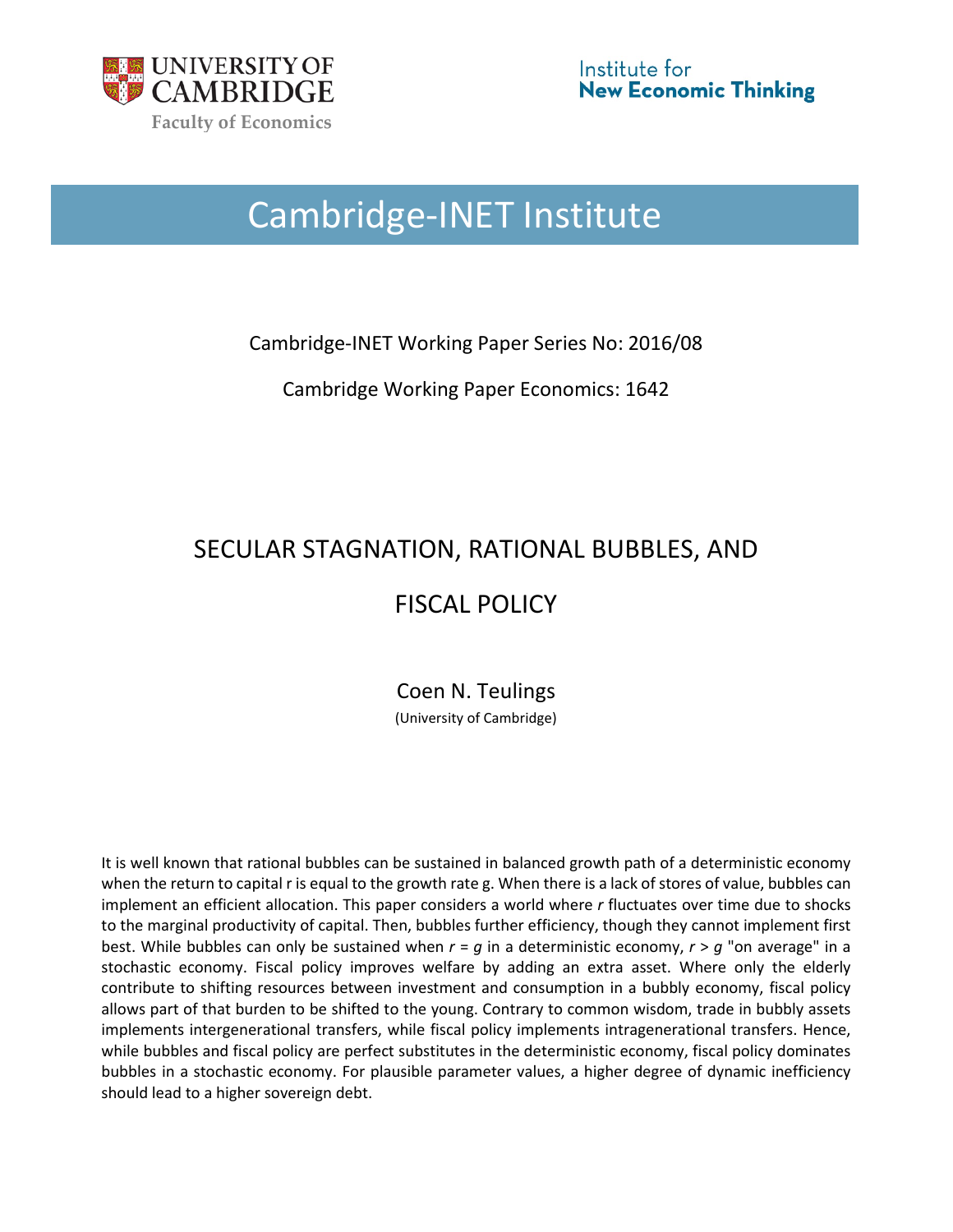UNIVERSITY OF CAMBRIDGE
Faculty of Economics

Institute for New Economic Thinking

# Cambridge-INET Institute

Cambridge-INET Working Paper Series No: 2016/08

Cambridge Working Paper Economics: 1642

## SECULAR STAGNATION, RATIONAL BUBBLES, AND FISCAL POLICY

Coen N. Teulings
(University of Cambridge)

It is well known that rational bubbles can be sustained in balanced growth path of a deterministic economy when the return to capital r is equal to the growth rate g. When there is a lack of stores of value, bubbles can implement an efficient allocation. This paper considers a world where $r$ fluctuates over time due to shocks to the marginal productivity of capital. Then, bubbles further efficiency, though they cannot implement first best. While bubbles can only be sustained when $r = g$ in a deterministic economy, $r > g$ "on average" in a stochastic economy. Fiscal policy improves welfare by adding an extra asset. Where only the elderly contribute to shifting resources between investment and consumption in a bubbly economy, fiscal policy allows part of that burden to be shifted to the young. Contrary to common wisdom, trade in bubbly assets implements intergenerational transfers, while fiscal policy implements intragenerational transfers. Hence, while bubbles and fiscal policy are perfect substitutes in the deterministic economy, fiscal policy dominates bubbles in a stochastic economy. For plausible parameter values, a higher degree of dynamic inefficiency should lead to a higher sovereign debt.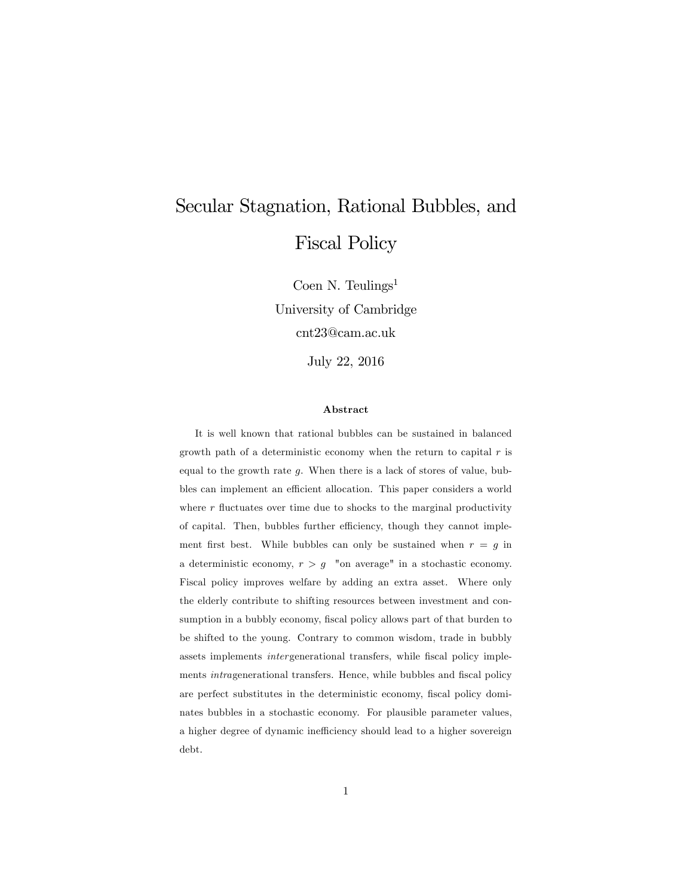# Secular Stagnation, Rational Bubbles, and Fiscal Policy

Coen N. Teulings[1]

University of Cambridge

cnt23@cam.ac.uk

July 22, 2016

### Abstract

It is well known that rational bubbles can be sustained in balanced growth path of a deterministic economy when the return to capital $r$ is equal to the growth rate $g$. When there is a lack of stores of value, bubbles can implement an efficient allocation. This paper considers a world where $r$ fluctuates over time due to shocks to the marginal productivity of capital. Then, bubbles further efficiency, though they cannot implement first best. While bubbles can only be sustained when $r = g$ in a deterministic economy, $r > g$ "on average" in a stochastic economy. Fiscal policy improves welfare by adding an extra asset. Where only the elderly contribute to shifting resources between investment and consumption in a bubbly economy, fiscal policy allows part of that burden to be shifted to the young. Contrary to common wisdom, trade in bubbly assets implements *inter*generational transfers, while fiscal policy implements *intra*generational transfers. Hence, while bubbles and fiscal policy are perfect substitutes in the deterministic economy, fiscal policy dominates bubbles in a stochastic economy. For plausible parameter values, a higher degree of dynamic inefficiency should lead to a higher sovereign debt.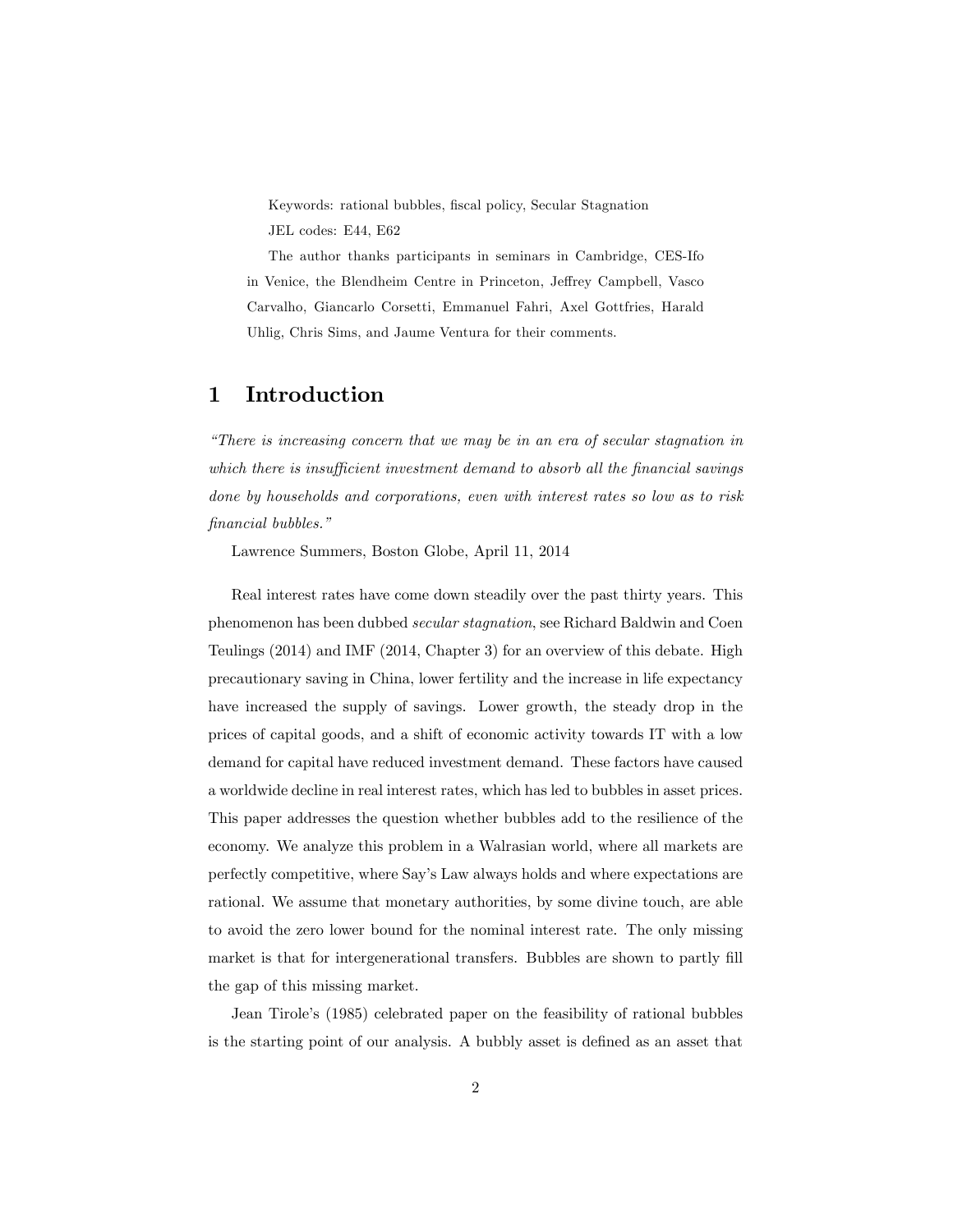Keywords: rational bubbles, fiscal policy, Secular Stagnation

JEL codes: E44, E62

The author thanks participants in seminars in Cambridge, CES-Ifo in Venice, the Blendheim Centre in Princeton, Jeffrey Campbell, Vasco Carvalho, Giancarlo Corsetti, Emmanuel Fahri, Axel Gottfries, Harald Uhlig, Chris Sims, and Jaume Ventura for their comments.

# 1 Introduction

*"There is increasing concern that we may be in an era of secular stagnation in which there is insufficient investment demand to absorb all the financial savings done by households and corporations, even with interest rates so low as to risk financial bubbles."*

Lawrence Summers, Boston Globe, April 11, 2014

Real interest rates have come down steadily over the past thirty years. This phenomenon has been dubbed *secular stagnation*, see Richard Baldwin and Coen Teulings (2014) and IMF (2014, Chapter 3) for an overview of this debate. High precautionary saving in China, lower fertility and the increase in life expectancy have increased the supply of savings. Lower growth, the steady drop in the prices of capital goods, and a shift of economic activity towards IT with a low demand for capital have reduced investment demand. These factors have caused a worldwide decline in real interest rates, which has led to bubbles in asset prices. This paper addresses the question whether bubbles add to the resilience of the economy. We analyze this problem in a Walrasian world, where all markets are perfectly competitive, where Say's Law always holds and where expectations are rational. We assume that monetary authorities, by some divine touch, are able to avoid the zero lower bound for the nominal interest rate. The only missing market is that for intergenerational transfers. Bubbles are shown to partly fill the gap of this missing market.

Jean Tirole's (1985) celebrated paper on the feasibility of rational bubbles is the starting point of our analysis. A bubbly asset is defined as an asset that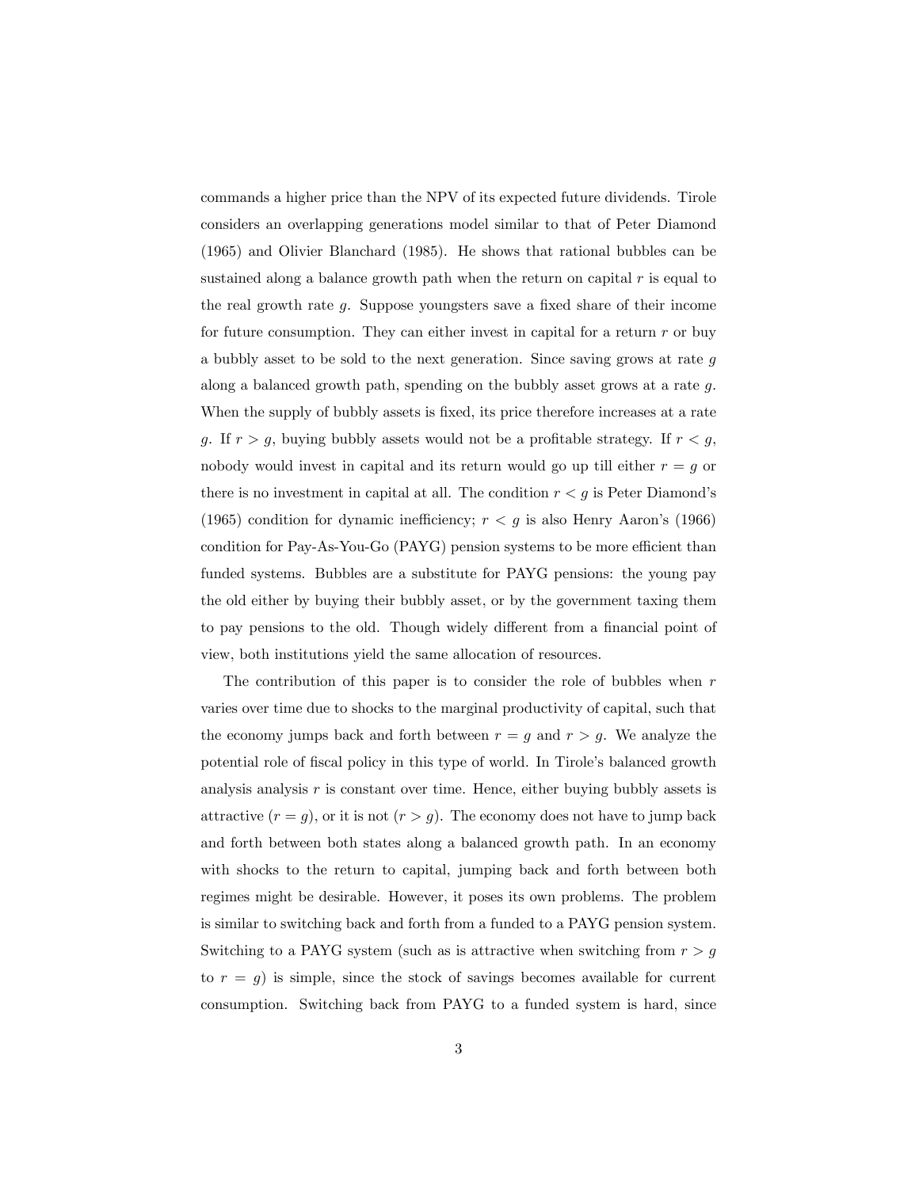commands a higher price than the NPV of its expected future dividends. Tirole considers an overlapping generations model similar to that of Peter Diamond (1965) and Olivier Blanchard (1985). He shows that rational bubbles can be sustained along a balance growth path when the return on capital $r$ is equal to the real growth rate $g$. Suppose youngsters save a fixed share of their income for future consumption. They can either invest in capital for a return $r$ or buy a bubbly asset to be sold to the next generation. Since saving grows at rate $g$ along a balanced growth path, spending on the bubbly asset grows at a rate $g$. When the supply of bubbly assets is fixed, its price therefore increases at a rate $g$. If $r > g$, buying bubbly assets would not be a profitable strategy. If $r < g$, nobody would invest in capital and its return would go up till either $r = g$ or there is no investment in capital at all. The condition $r < g$ is Peter Diamond's (1965) condition for dynamic inefficiency; $r < g$ is also Henry Aaron's (1966) condition for Pay-As-You-Go (PAYG) pension systems to be more efficient than funded systems. Bubbles are a substitute for PAYG pensions: the young pay the old either by buying their bubbly asset, or by the government taxing them to pay pensions to the old. Though widely different from a financial point of view, both institutions yield the same allocation of resources.

The contribution of this paper is to consider the role of bubbles when $r$ varies over time due to shocks to the marginal productivity of capital, such that the economy jumps back and forth between $r = g$ and $r > g$. We analyze the potential role of fiscal policy in this type of world. In Tirole's balanced growth analysis analysis $r$ is constant over time. Hence, either buying bubbly assets is attractive ($r = g$), or it is not ($r > g$). The economy does not have to jump back and forth between both states along a balanced growth path. In an economy with shocks to the return to capital, jumping back and forth between both regimes might be desirable. However, it poses its own problems. The problem is similar to switching back and forth from a funded to a PAYG pension system. Switching to a PAYG system (such as is attractive when switching from $r > g$ to $r = g$) is simple, since the stock of savings becomes available for current consumption. Switching back from PAYG to a funded system is hard, since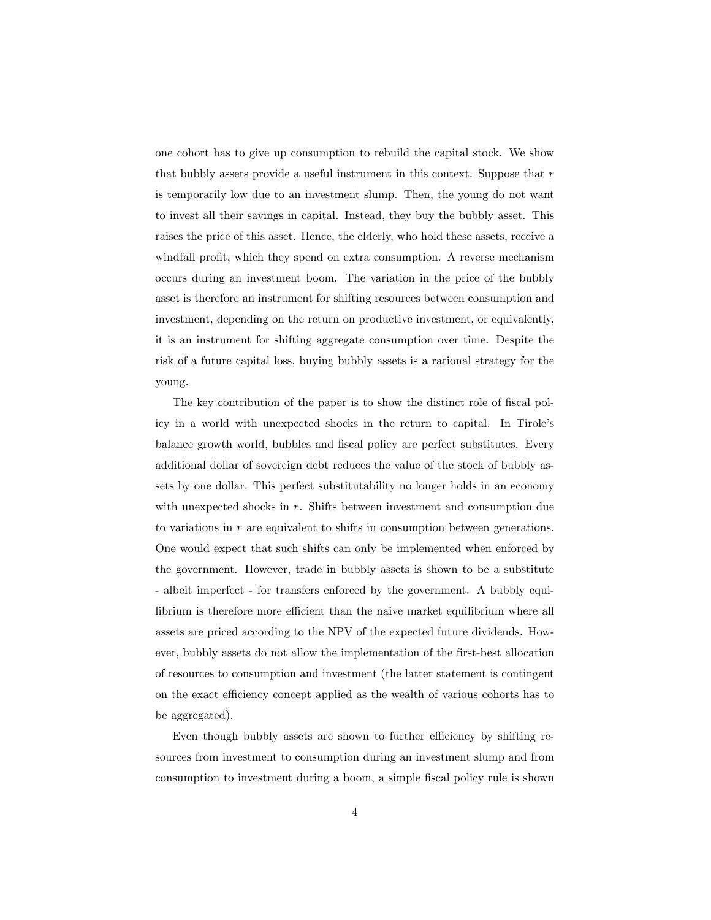one cohort has to give up consumption to rebuild the capital stock. We show that bubbly assets provide a useful instrument in this context. Suppose that $r$ is temporarily low due to an investment slump. Then, the young do not want to invest all their savings in capital. Instead, they buy the bubbly asset. This raises the price of this asset. Hence, the elderly, who hold these assets, receive a windfall profit, which they spend on extra consumption. A reverse mechanism occurs during an investment boom. The variation in the price of the bubbly asset is therefore an instrument for shifting resources between consumption and investment, depending on the return on productive investment, or equivalently, it is an instrument for shifting aggregate consumption over time. Despite the risk of a future capital loss, buying bubbly assets is a rational strategy for the young.

The key contribution of the paper is to show the distinct role of fiscal policy in a world with unexpected shocks in the return to capital. In Tirole's balance growth world, bubbles and fiscal policy are perfect substitutes. Every additional dollar of sovereign debt reduces the value of the stock of bubbly assets by one dollar. This perfect substitutability no longer holds in an economy with unexpected shocks in $r$. Shifts between investment and consumption due to variations in $r$ are equivalent to shifts in consumption between generations. One would expect that such shifts can only be implemented when enforced by the government. However, trade in bubbly assets is shown to be a substitute - albeit imperfect - for transfers enforced by the government. A bubbly equilibrium is therefore more efficient than the naive market equilibrium where all assets are priced according to the NPV of the expected future dividends. However, bubbly assets do not allow the implementation of the first-best allocation of resources to consumption and investment (the latter statement is contingent on the exact efficiency concept applied as the wealth of various cohorts has to be aggregated).

Even though bubbly assets are shown to further efficiency by shifting resources from investment to consumption during an investment slump and from consumption to investment during a boom, a simple fiscal policy rule is shown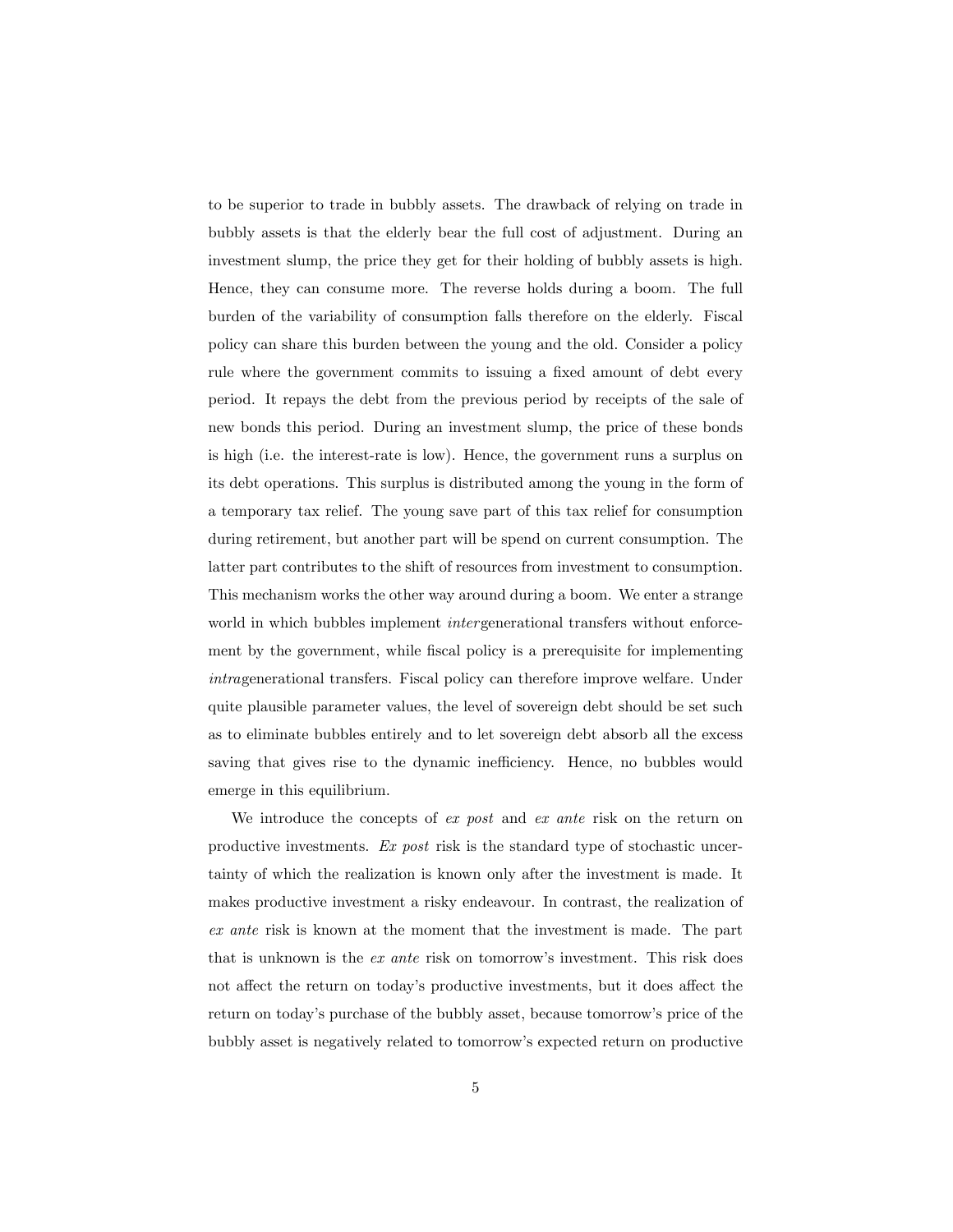to be superior to trade in bubbly assets. The drawback of relying on trade in bubbly assets is that the elderly bear the full cost of adjustment. During an investment slump, the price they get for their holding of bubbly assets is high. Hence, they can consume more. The reverse holds during a boom. The full burden of the variability of consumption falls therefore on the elderly. Fiscal policy can share this burden between the young and the old. Consider a policy rule where the government commits to issuing a fixed amount of debt every period. It repays the debt from the previous period by receipts of the sale of new bonds this period. During an investment slump, the price of these bonds is high (i.e. the interest-rate is low). Hence, the government runs a surplus on its debt operations. This surplus is distributed among the young in the form of a temporary tax relief. The young save part of this tax relief for consumption during retirement, but another part will be spend on current consumption. The latter part contributes to the shift of resources from investment to consumption. This mechanism works the other way around during a boom. We enter a strange world in which bubbles implement *inter*generational transfers without enforcement by the government, while fiscal policy is a prerequisite for implementing *intra*generational transfers. Fiscal policy can therefore improve welfare. Under quite plausible parameter values, the level of sovereign debt should be set such as to eliminate bubbles entirely and to let sovereign debt absorb all the excess saving that gives rise to the dynamic inefficiency. Hence, no bubbles would emerge in this equilibrium.

We introduce the concepts of *ex post* and *ex ante* risk on the return on productive investments. *Ex post* risk is the standard type of stochastic uncertainty of which the realization is known only after the investment is made. It makes productive investment a risky endeavour. In contrast, the realization of *ex ante* risk is known at the moment that the investment is made. The part that is unknown is the *ex ante* risk on tomorrow's investment. This risk does not affect the return on today's productive investments, but it does affect the return on today's purchase of the bubbly asset, because tomorrow's price of the bubbly asset is negatively related to tomorrow's expected return on productive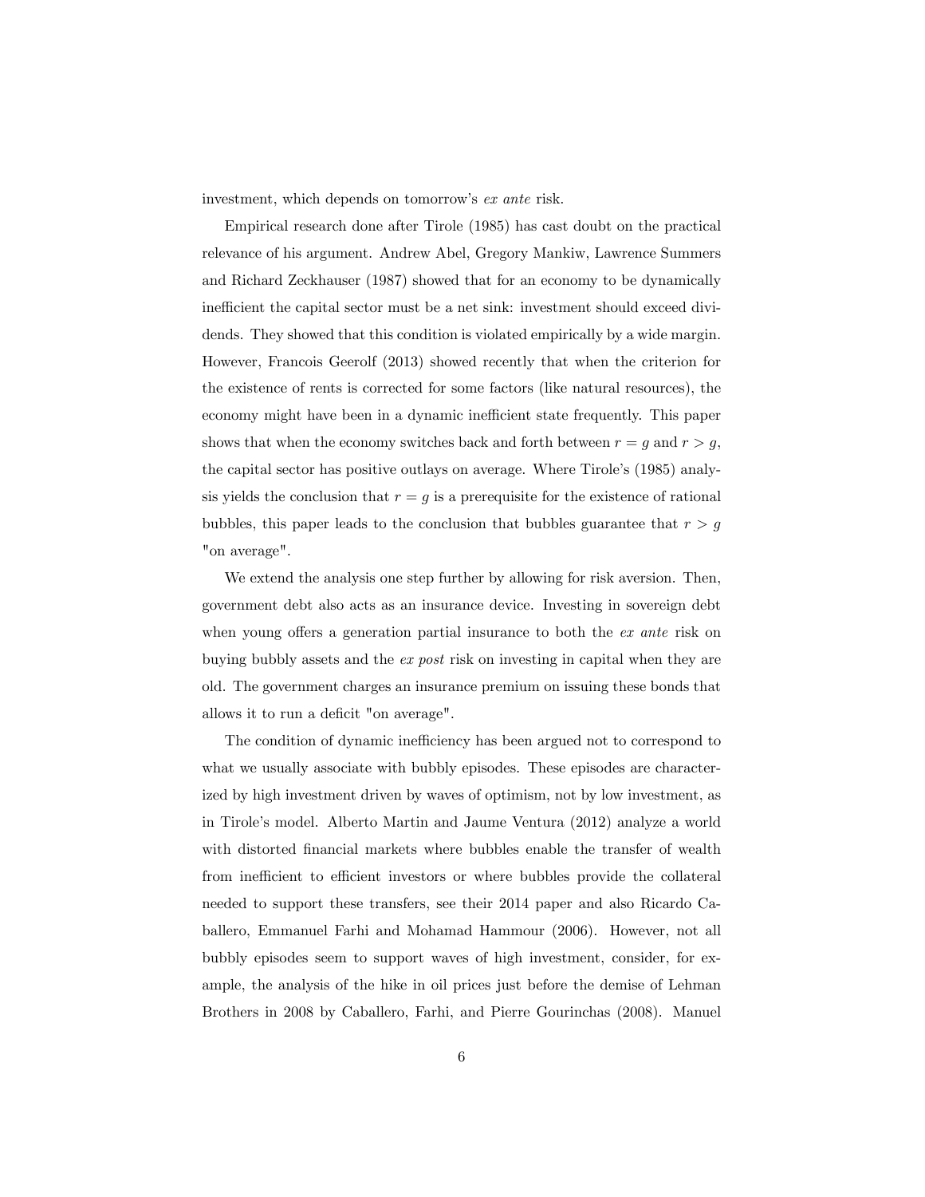investment, which depends on tomorrow's *ex ante* risk.

Empirical research done after Tirole (1985) has cast doubt on the practical relevance of his argument. Andrew Abel, Gregory Mankiw, Lawrence Summers and Richard Zeckhauser (1987) showed that for an economy to be dynamically inefficient the capital sector must be a net sink: investment should exceed dividends. They showed that this condition is violated empirically by a wide margin. However, Francois Geerolf (2013) showed recently that when the criterion for the existence of rents is corrected for some factors (like natural resources), the economy might have been in a dynamic inefficient state frequently. This paper shows that when the economy switches back and forth between $r = g$ and $r > g$, the capital sector has positive outlays on average. Where Tirole's (1985) analysis yields the conclusion that $r = g$ is a prerequisite for the existence of rational bubbles, this paper leads to the conclusion that bubbles guarantee that $r > g$ "on average".

We extend the analysis one step further by allowing for risk aversion. Then, government debt also acts as an insurance device. Investing in sovereign debt when young offers a generation partial insurance to both the *ex ante* risk on buying bubbly assets and the *ex post* risk on investing in capital when they are old. The government charges an insurance premium on issuing these bonds that allows it to run a deficit "on average".

The condition of dynamic inefficiency has been argued not to correspond to what we usually associate with bubbly episodes. These episodes are characterized by high investment driven by waves of optimism, not by low investment, as in Tirole's model. Alberto Martin and Jaume Ventura (2012) analyze a world with distorted financial markets where bubbles enable the transfer of wealth from inefficient to efficient investors or where bubbles provide the collateral needed to support these transfers, see their 2014 paper and also Ricardo Caballero, Emmanuel Farhi and Mohamad Hammour (2006). However, not all bubbly episodes seem to support waves of high investment, consider, for example, the analysis of the hike in oil prices just before the demise of Lehman Brothers in 2008 by Caballero, Farhi, and Pierre Gourinchas (2008). Manuel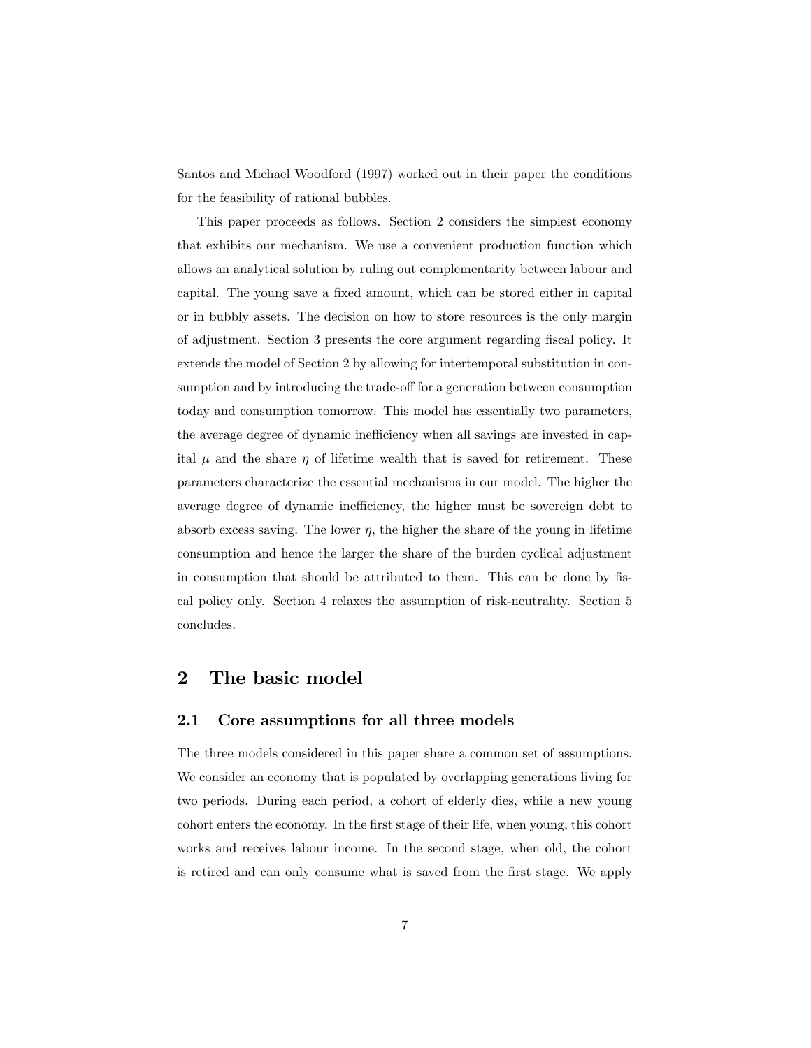Santos and Michael Woodford (1997) worked out in their paper the conditions for the feasibility of rational bubbles.

This paper proceeds as follows. Section 2 considers the simplest economy that exhibits our mechanism. We use a convenient production function which allows an analytical solution by ruling out complementarity between labour and capital. The young save a fixed amount, which can be stored either in capital or in bubbly assets. The decision on how to store resources is the only margin of adjustment. Section 3 presents the core argument regarding fiscal policy. It extends the model of Section 2 by allowing for intertemporal substitution in consumption and by introducing the trade-off for a generation between consumption today and consumption tomorrow. This model has essentially two parameters, the average degree of dynamic inefficiency when all savings are invested in capital $\mu$ and the share $\eta$ of lifetime wealth that is saved for retirement. These parameters characterize the essential mechanisms in our model. The higher the average degree of dynamic inefficiency, the higher must be sovereign debt to absorb excess saving. The lower $\eta$, the higher the share of the young in lifetime consumption and hence the larger the share of the burden cyclical adjustment in consumption that should be attributed to them. This can be done by fiscal policy only. Section 4 relaxes the assumption of risk-neutrality. Section 5 concludes.

# 2 The basic model

## 2.1 Core assumptions for all three models

The three models considered in this paper share a common set of assumptions. We consider an economy that is populated by overlapping generations living for two periods. During each period, a cohort of elderly dies, while a new young cohort enters the economy. In the first stage of their life, when young, this cohort works and receives labour income. In the second stage, when old, the cohort is retired and can only consume what is saved from the first stage. We apply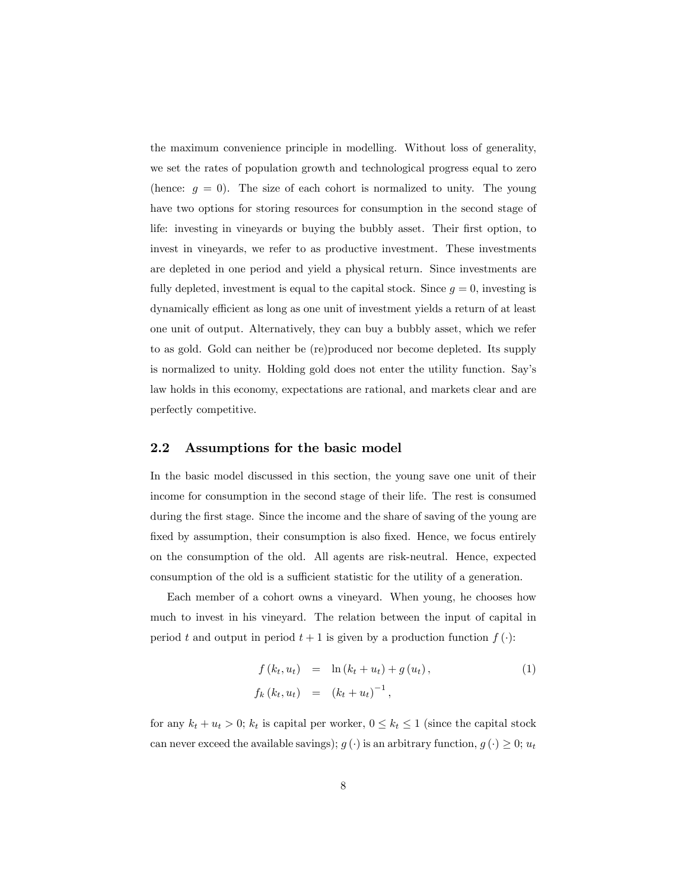the maximum convenience principle in modelling. Without loss of generality, we set the rates of population growth and technological progress equal to zero (hence: $g = 0$). The size of each cohort is normalized to unity. The young have two options for storing resources for consumption in the second stage of life: investing in vineyards or buying the bubbly asset. Their first option, to invest in vineyards, we refer to as productive investment. These investments are depleted in one period and yield a physical return. Since investments are fully depleted, investment is equal to the capital stock. Since $g = 0$, investing is dynamically efficient as long as one unit of investment yields a return of at least one unit of output. Alternatively, they can buy a bubbly asset, which we refer to as gold. Gold can neither be (re)produced nor become depleted. Its supply is normalized to unity. Holding gold does not enter the utility function. Say's law holds in this economy, expectations are rational, and markets clear and are perfectly competitive.

## 2.2 Assumptions for the basic model

In the basic model discussed in this section, the young save one unit of their income for consumption in the second stage of their life. The rest is consumed during the first stage. Since the income and the share of saving of the young are fixed by assumption, their consumption is also fixed. Hence, we focus entirely on the consumption of the old. All agents are risk-neutral. Hence, expected consumption of the old is a sufficient statistic for the utility of a generation.

Each member of a cohort owns a vineyard. When young, he chooses how much to invest in his vineyard. The relation between the input of capital in period $t$ and output in period $t+1$ is given by a production function $f(\cdot)$:

$$
\begin{aligned}
f(k_t, u_t) &= \ln(k_t + u_t) + g(u_t), \\
f_k(k_t, u_t) &= (k_t + u_t)^{-1},
\end{aligned}
\tag{1}
$$

for any $k_t + u_t > 0$; $k_t$ is capital per worker, $0 \leq k_t \leq 1$ (since the capital stock can never exceed the available savings); $g(\cdot)$ is an arbitrary function, $g(\cdot) \geq 0$; $u_t$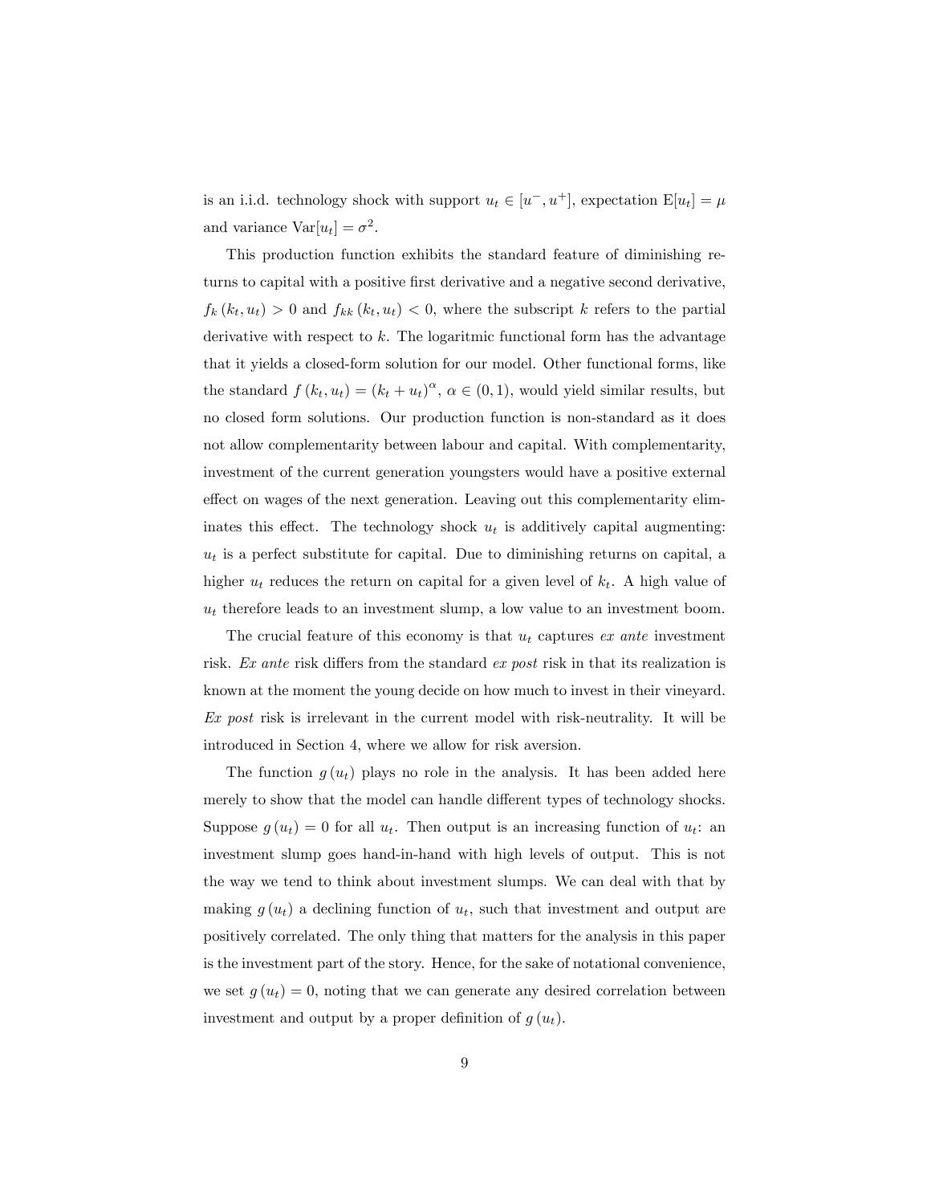is an i.i.d. technology shock with support $u_t \in [u^-, u^+]$, expectation $\mathrm{E}[u_t] = \mu$ and variance $\mathrm{Var}[u_t] = \sigma^2$.

This production function exhibits the standard feature of diminishing returns to capital with a positive first derivative and a negative second derivative, $f_k(k_t, u_t) > 0$ and $f_{kk}(k_t, u_t) < 0$, where the subscript $k$ refers to the partial derivative with respect to $k$. The logaritmic functional form has the advantage that it yields a closed-form solution for our model. Other functional forms, like the standard $f(k_t, u_t) = (k_t + u_t)^\alpha$, $\alpha \in (0, 1)$, would yield similar results, but no closed form solutions. Our production function is non-standard as it does not allow complementarity between labour and capital. With complementarity, investment of the current generation youngsters would have a positive external effect on wages of the next generation. Leaving out this complementarity eliminates this effect. The technology shock $u_t$ is additively capital augmenting: $u_t$ is a perfect substitute for capital. Due to diminishing returns on capital, a higher $u_t$ reduces the return on capital for a given level of $k_t$. A high value of $u_t$ therefore leads to an investment slump, a low value to an investment boom.

The crucial feature of this economy is that $u_t$ captures *ex ante* investment risk. *Ex ante* risk differs from the standard *ex post* risk in that its realization is known at the moment the young decide on how much to invest in their vineyard. *Ex post* risk is irrelevant in the current model with risk-neutrality. It will be introduced in Section 4, where we allow for risk aversion.

The function $g(u_t)$ plays no role in the analysis. It has been added here merely to show that the model can handle different types of technology shocks. Suppose $g(u_t) = 0$ for all $u_t$. Then output is an increasing function of $u_t$: an investment slump goes hand-in-hand with high levels of output. This is not the way we tend to think about investment slumps. We can deal with that by making $g(u_t)$ a declining function of $u_t$, such that investment and output are positively correlated. The only thing that matters for the analysis in this paper is the investment part of the story. Hence, for the sake of notational convenience, we set $g(u_t) = 0$, noting that we can generate any desired correlation between investment and output by a proper definition of $g(u_t)$.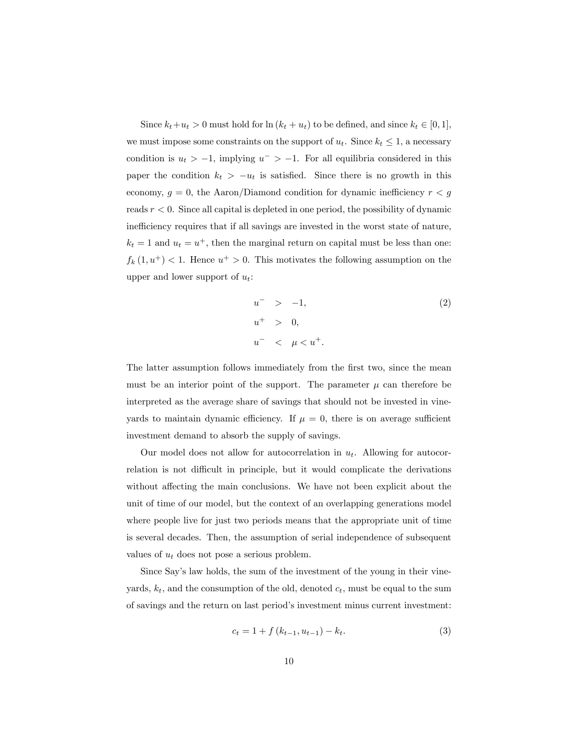Since $k_t + u_t > 0$ must hold for $\ln(k_t + u_t)$ to be defined, and since $k_t \in [0, 1]$, we must impose some constraints on the support of $u_t$. Since $k_t \leq 1$, a necessary condition is $u_t > -1$, implying $u^- > -1$. For all equilibria considered in this paper the condition $k_t > -u_t$ is satisfied. Since there is no growth in this economy, $g = 0$, the Aaron/Diamond condition for dynamic inefficiency $r < g$ reads $r < 0$. Since all capital is depleted in one period, the possibility of dynamic inefficiency requires that if all savings are invested in the worst state of nature, $k_t = 1$ and $u_t = u^+$, then the marginal return on capital must be less than one: $f_k(1, u^+) < 1$. Hence $u^+ > 0$. This motivates the following assumption on the upper and lower support of $u_t$:

$$
\begin{aligned}
u^- &> -1, \\
u^+ &> 0, \\
u^- &< \mu < u^+.
\end{aligned}
\tag{2}
$$

The latter assumption follows immediately from the first two, since the mean must be an interior point of the support. The parameter $\mu$ can therefore be interpreted as the average share of savings that should not be invested in vineyards to maintain dynamic efficiency. If $\mu = 0$, there is on average sufficient investment demand to absorb the supply of savings.

Our model does not allow for autocorrelation in $u_t$. Allowing for autocorrelation is not difficult in principle, but it would complicate the derivations without affecting the main conclusions. We have not been explicit about the unit of time of our model, but the context of an overlapping generations model where people live for just two periods means that the appropriate unit of time is several decades. Then, the assumption of serial independence of subsequent values of $u_t$ does not pose a serious problem.

Since Say's law holds, the sum of the investment of the young in their vineyards, $k_t$, and the consumption of the old, denoted $c_t$, must be equal to the sum of savings and the return on last period's investment minus current investment:

$$
c_t = 1 + f(k_{t-1}, u_{t-1}) - k_t. \tag{3}
$$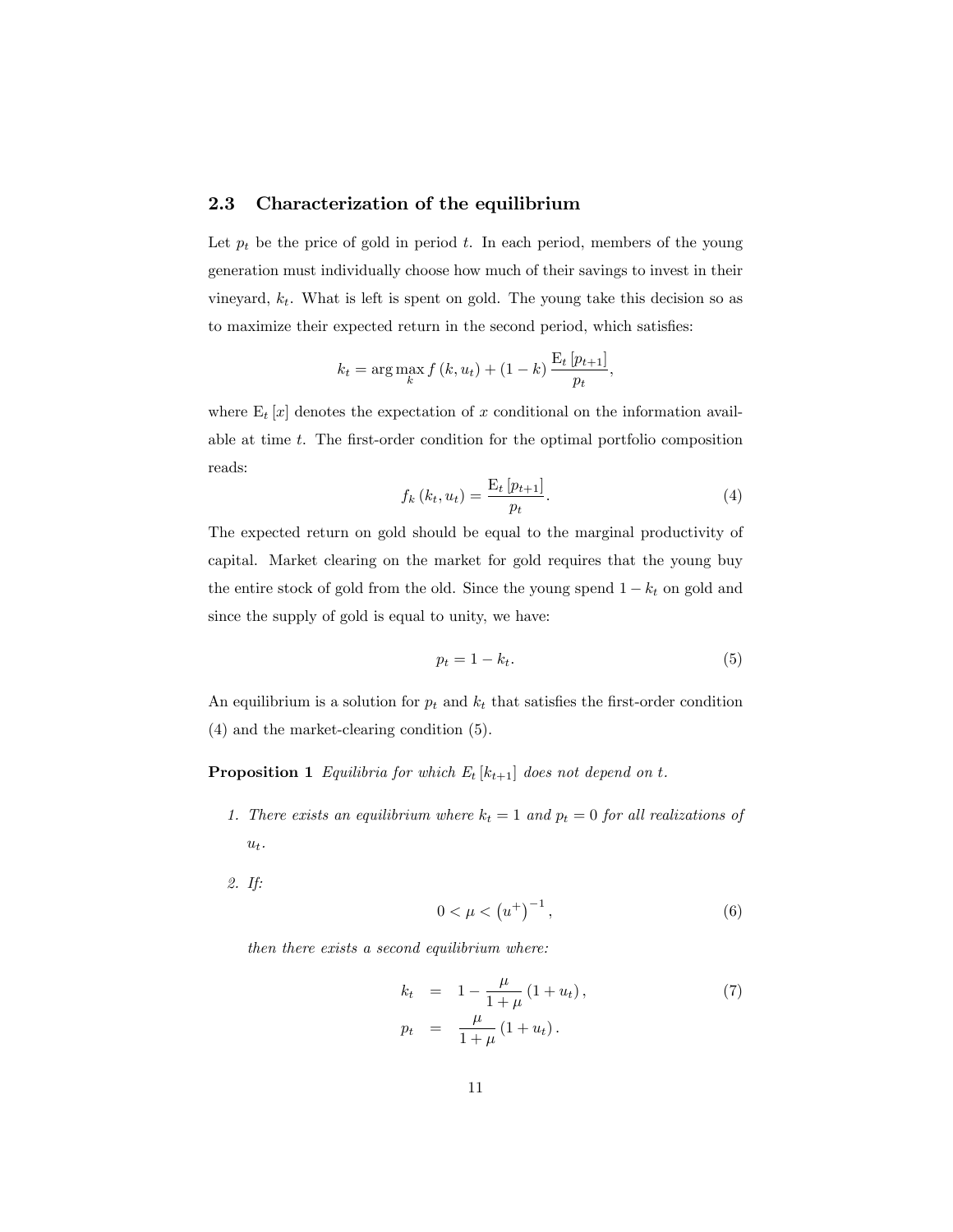### 2.3 Characterization of the equilibrium

Let $p_t$ be the price of gold in period $t$. In each period, members of the young generation must individually choose how much of their savings to invest in their vineyard, $k_t$. What is left is spent on gold. The young take this decision so as to maximize their expected return in the second period, which satisfies:

$$k_t = \arg\max_k f(k, u_t) + (1-k)\frac{\mathrm{E}_t[p_{t+1}]}{p_t},$$

where $\mathrm{E}_t[x]$ denotes the expectation of $x$ conditional on the information available at time $t$. The first-order condition for the optimal portfolio composition reads:

$$f_k(k_t, u_t) = \frac{\mathrm{E}_t[p_{t+1}]}{p_t}. \tag{4}$$

The expected return on gold should be equal to the marginal productivity of capital. Market clearing on the market for gold requires that the young buy the entire stock of gold from the old. Since the young spend $1-k_t$ on gold and since the supply of gold is equal to unity, we have:

$$p_t = 1 - k_t. \tag{5}$$

An equilibrium is a solution for $p_t$ and $k_t$ that satisfies the first-order condition (4) and the market-clearing condition (5).

**Proposition 1** *Equilibria for which $\mathrm{E}_t[k_{t+1}]$ does not depend on $t$.*

1. *There exists an equilibrium where $k_t = 1$ and $p_t = 0$ for all realizations of $u_t$.*

2. *If:*

$$0 < \mu < \left(u^+\right)^{-1}, \tag{6}$$

*then there exists a second equilibrium where:*

$$\begin{aligned} k_t &= 1 - \frac{\mu}{1+\mu}(1+u_t), \\ p_t &= \frac{\mu}{1+\mu}(1+u_t). \end{aligned} \tag{7}$$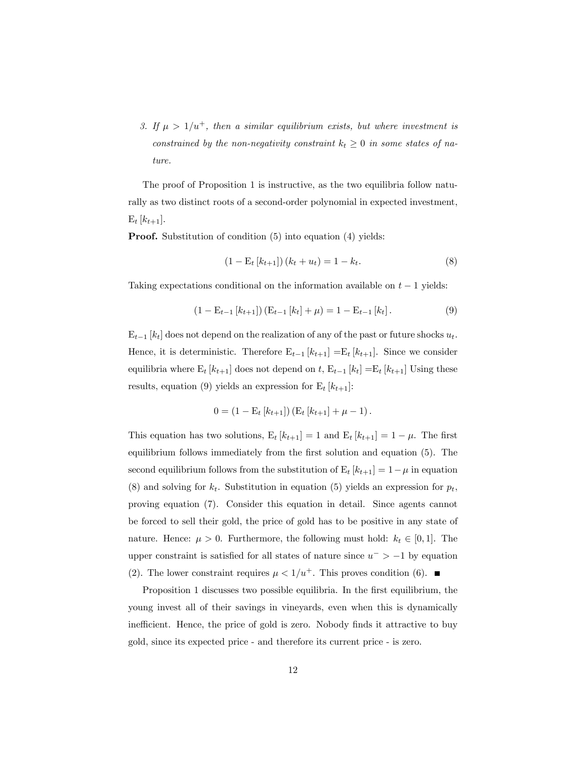3. *If $\mu > 1/u^+$, then a similar equilibrium exists, but where investment is constrained by the non-negativity constraint $k_t \geq 0$ in some states of nature.*

The proof of Proposition 1 is instructive, as the two equilibria follow naturally as two distinct roots of a second-order polynomial in expected investment, $\mathrm{E}_t[k_{t+1}]$.

**Proof.** Substitution of condition (5) into equation (4) yields:

$$(1 - \mathrm{E}_t[k_{t+1}])(k_t + u_t) = 1 - k_t. \tag{8}$$

Taking expectations conditional on the information available on $t-1$ yields:

$$(1 - \mathrm{E}_{t-1}[k_{t+1}])(\mathrm{E}_{t-1}[k_t] + \mu) = 1 - \mathrm{E}_{t-1}[k_t]. \tag{9}$$

$\mathrm{E}_{t-1}[k_t]$ does not depend on the realization of any of the past or future shocks $u_t$. Hence, it is deterministic. Therefore $\mathrm{E}_{t-1}[k_{t+1}] = \mathrm{E}_t[k_{t+1}]$. Since we consider equilibria where $\mathrm{E}_t[k_{t+1}]$ does not depend on $t$, $\mathrm{E}_{t-1}[k_t] = \mathrm{E}_t[k_{t+1}]$ Using these results, equation (9) yields an expression for $\mathrm{E}_t[k_{t+1}]$:

$$0 = (1 - \mathrm{E}_t[k_{t+1}])(\mathrm{E}_t[k_{t+1}] + \mu - 1).$$

This equation has two solutions, $\mathrm{E}_t[k_{t+1}] = 1$ and $\mathrm{E}_t[k_{t+1}] = 1 - \mu$. The first equilibrium follows immediately from the first solution and equation (5). The second equilibrium follows from the substitution of $\mathrm{E}_t[k_{t+1}] = 1 - \mu$ in equation (8) and solving for $k_t$. Substitution in equation (5) yields an expression for $p_t$, proving equation (7). Consider this equation in detail. Since agents cannot be forced to sell their gold, the price of gold has to be positive in any state of nature. Hence: $\mu > 0$. Furthermore, the following must hold: $k_t \in [0, 1]$. The upper constraint is satisfied for all states of nature since $u^- > -1$ by equation (2). The lower constraint requires $\mu < 1/u^+$. This proves condition (6). ■

Proposition 1 discusses two possible equilibria. In the first equilibrium, the young invest all of their savings in vineyards, even when this is dynamically inefficient. Hence, the price of gold is zero. Nobody finds it attractive to buy gold, since its expected price - and therefore its current price - is zero.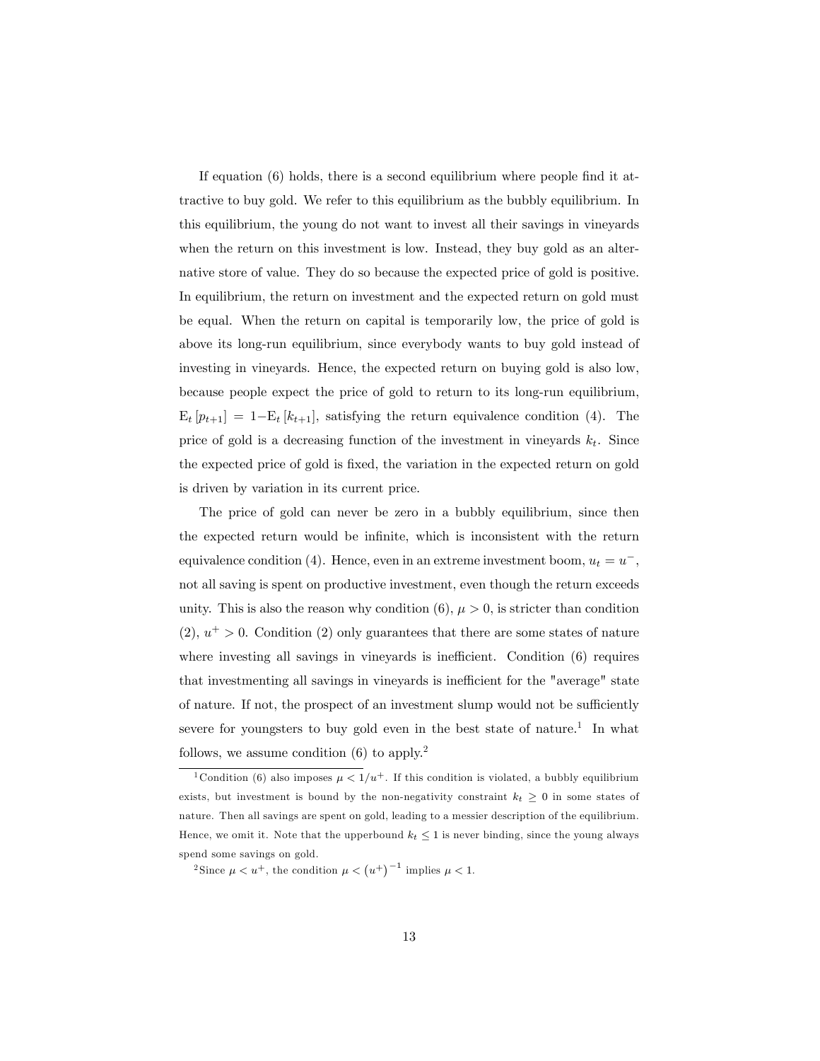If equation (6) holds, there is a second equilibrium where people find it attractive to buy gold. We refer to this equilibrium as the bubbly equilibrium. In this equilibrium, the young do not want to invest all their savings in vineyards when the return on this investment is low. Instead, they buy gold as an alternative store of value. They do so because the expected price of gold is positive. In equilibrium, the return on investment and the expected return on gold must be equal. When the return on capital is temporarily low, the price of gold is above its long-run equilibrium, since everybody wants to buy gold instead of investing in vineyards. Hence, the expected return on buying gold is also low, because people expect the price of gold to return to its long-run equilibrium, $\mathrm{E}_t[p_{t+1}] = 1 - \mathrm{E}_t[k_{t+1}]$, satisfying the return equivalence condition (4). The price of gold is a decreasing function of the investment in vineyards $k_t$. Since the expected price of gold is fixed, the variation in the expected return on gold is driven by variation in its current price.

The price of gold can never be zero in a bubbly equilibrium, since then the expected return would be infinite, which is inconsistent with the return equivalence condition (4). Hence, even in an extreme investment boom, $u_t = u^-$, not all saving is spent on productive investment, even though the return exceeds unity. This is also the reason why condition (6), $\mu > 0$, is stricter than condition (2), $u^+ > 0$. Condition (2) only guarantees that there are some states of nature where investing all savings in vineyards is inefficient. Condition (6) requires that investmenting all savings in vineyards is inefficient for the "average" state of nature. If not, the prospect of an investment slump would not be sufficiently severe for youngsters to buy gold even in the best state of nature.[1] In what follows, we assume condition (6) to apply.[2]

[1] Condition (6) also imposes $\mu < 1/u^+$. If this condition is violated, a bubbly equilibrium exists, but investment is bound by the non-negativity constraint $k_t \geq 0$ in some states of nature. Then all savings are spent on gold, leading to a messier description of the equilibrium. Hence, we omit it. Note that the upperbound $k_t \leq 1$ is never binding, since the young always spend some savings on gold.

[2] Since $\mu < u^+$, the condition $\mu < (u^+)^{-1}$ implies $\mu < 1$.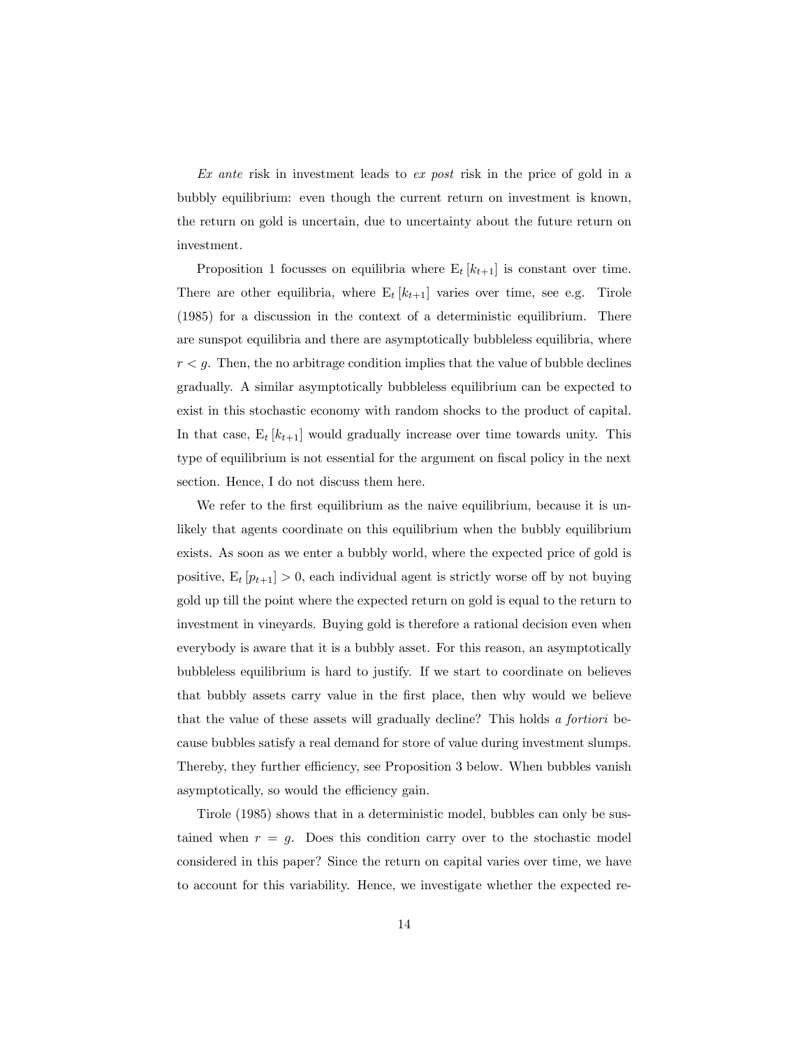*Ex ante* risk in investment leads to *ex post* risk in the price of gold in a bubbly equilibrium: even though the current return on investment is known, the return on gold is uncertain, due to uncertainty about the future return on investment.

Proposition 1 focusses on equilibria where $\mathrm{E}_t[k_{t+1}]$ is constant over time. There are other equilibria, where $\mathrm{E}_t[k_{t+1}]$ varies over time, see e.g. Tirole (1985) for a discussion in the context of a deterministic equilibrium. There are sunspot equilibria and there are asymptotically bubbleless equilibria, where $r < g$. Then, the no arbitrage condition implies that the value of bubble declines gradually. A similar asymptotically bubbleless equilibrium can be expected to exist in this stochastic economy with random shocks to the product of capital. In that case, $\mathrm{E}_t[k_{t+1}]$ would gradually increase over time towards unity. This type of equilibrium is not essential for the argument on fiscal policy in the next section. Hence, I do not discuss them here.

We refer to the first equilibrium as the naive equilibrium, because it is unlikely that agents coordinate on this equilibrium when the bubbly equilibrium exists. As soon as we enter a bubbly world, where the expected price of gold is positive, $\mathrm{E}_t[p_{t+1}] > 0$, each individual agent is strictly worse off by not buying gold up till the point where the expected return on gold is equal to the return to investment in vineyards. Buying gold is therefore a rational decision even when everybody is aware that it is a bubbly asset. For this reason, an asymptotically bubbleless equilibrium is hard to justify. If we start to coordinate on believes that bubbly assets carry value in the first place, then why would we believe that the value of these assets will gradually decline? This holds *a fortiori* because bubbles satisfy a real demand for store of value during investment slumps. Thereby, they further efficiency, see Proposition 3 below. When bubbles vanish asymptotically, so would the efficiency gain.

Tirole (1985) shows that in a deterministic model, bubbles can only be sustained when $r = g$. Does this condition carry over to the stochastic model considered in this paper? Since the return on capital varies over time, we have to account for this variability. Hence, we investigate whether the expected re-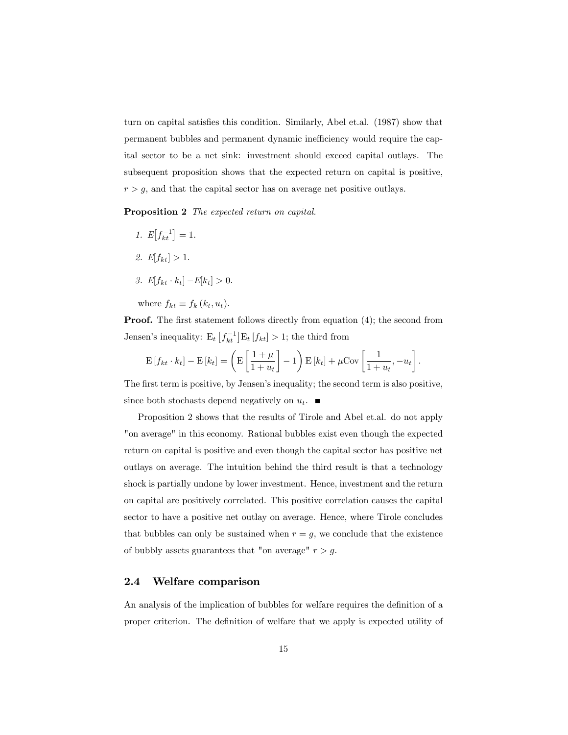turn on capital satisfies this condition. Similarly, Abel et.al. (1987) show that permanent bubbles and permanent dynamic inefficiency would require the capital sector to be a net sink: investment should exceed capital outlays. The subsequent proposition shows that the expected return on capital is positive, $r > g$, and that the capital sector has on average net positive outlays.

**Proposition 2** *The expected return on capital.*

1. $E\left[f_{kt}^{-1}\right] = 1$.
2. $E[f_{kt}] > 1$.
3. $E[f_{kt} \cdot k_t] - E[k_t] > 0$.

where $f_{kt} \equiv f_k(k_t, u_t)$.

**Proof.** The first statement follows directly from equation (4); the second from Jensen's inequality: $\mathrm{E}_t\left[f_{kt}^{-1}\right]\mathrm{E}_t\left[f_{kt}\right] > 1$; the third from

$$\mathrm{E}\left[f_{kt} \cdot k_t\right] - \mathrm{E}\left[k_t\right] = \left(\mathrm{E}\left[\frac{1+\mu}{1+u_t}\right] - 1\right)\mathrm{E}\left[k_t\right] + \mu \mathrm{Cov}\left[\frac{1}{1+u_t}, -u_t\right].$$

The first term is positive, by Jensen's inequality; the second term is also positive, since both stochasts depend negatively on $u_t$. ■

Proposition 2 shows that the results of Tirole and Abel et.al. do not apply "on average" in this economy. Rational bubbles exist even though the expected return on capital is positive and even though the capital sector has positive net outlays on average. The intuition behind the third result is that a technology shock is partially undone by lower investment. Hence, investment and the return on capital are positively correlated. This positive correlation causes the capital sector to have a positive net outlay on average. Hence, where Tirole concludes that bubbles can only be sustained when $r = g$, we conclude that the existence of bubbly assets guarantees that "on average" $r > g$.

### 2.4 Welfare comparison

An analysis of the implication of bubbles for welfare requires the definition of a proper criterion. The definition of welfare that we apply is expected utility of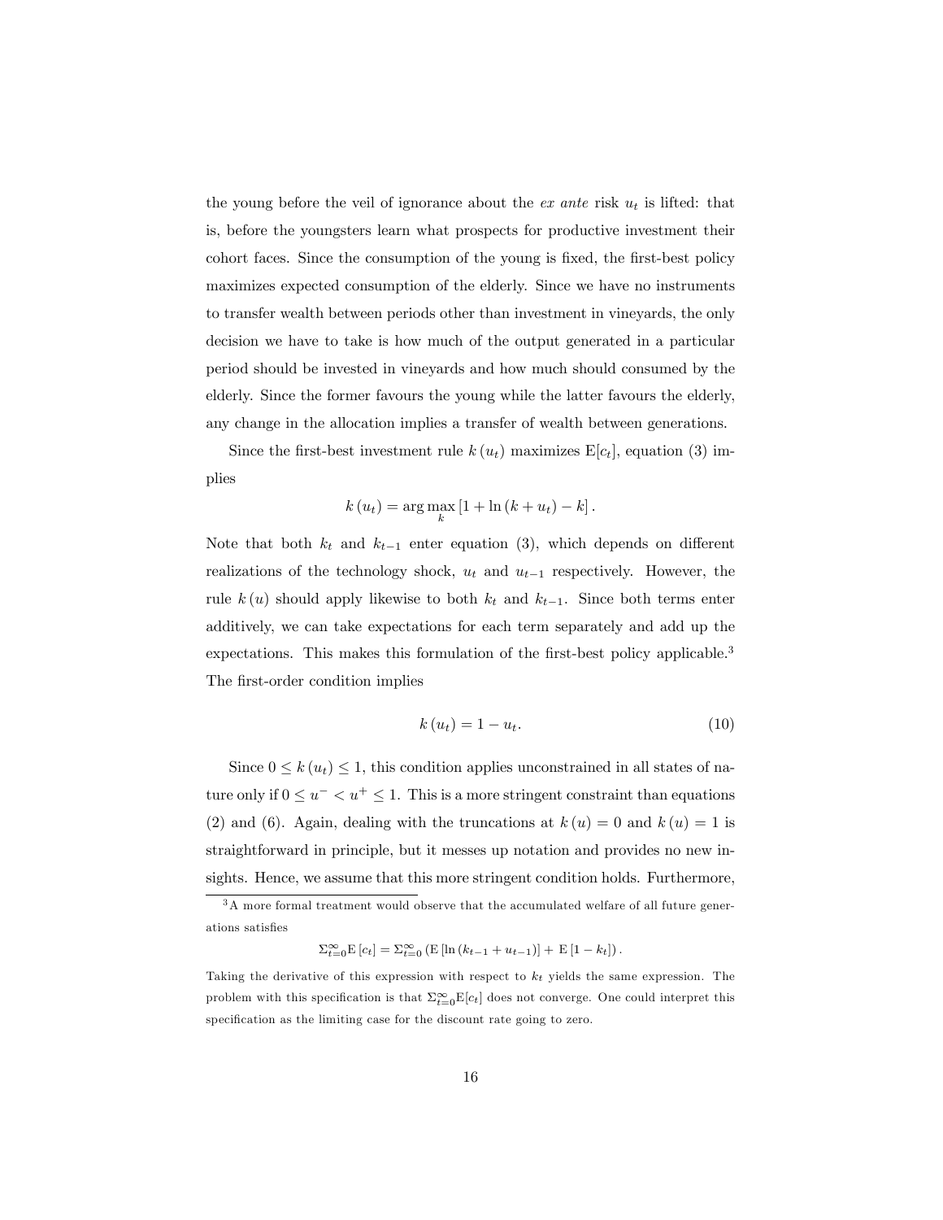the young before the veil of ignorance about the *ex ante* risk $u_t$ is lifted: that is, before the youngsters learn what prospects for productive investment their cohort faces. Since the consumption of the young is fixed, the first-best policy maximizes expected consumption of the elderly. Since we have no instruments to transfer wealth between periods other than investment in vineyards, the only decision we have to take is how much of the output generated in a particular period should be invested in vineyards and how much should consumed by the elderly. Since the former favours the young while the latter favours the elderly, any change in the allocation implies a transfer of wealth between generations.

Since the first-best investment rule $k(u_t)$ maximizes $\mathrm{E}[c_t]$, equation (3) implies

$$k(u_t) = \arg\max_k \left[1 + \ln(k + u_t) - k\right].$$

Note that both $k_t$ and $k_{t-1}$ enter equation (3), which depends on different realizations of the technology shock, $u_t$ and $u_{t-1}$ respectively. However, the rule $k(u)$ should apply likewise to both $k_t$ and $k_{t-1}$. Since both terms enter additively, we can take expectations for each term separately and add up the expectations. This makes this formulation of the first-best policy applicable.[3] The first-order condition implies

$$k(u_t) = 1 - u_t. \tag{10}$$

Since $0 \leq k(u_t) \leq 1$, this condition applies unconstrained in all states of nature only if $0 \leq u^- < u^+ \leq 1$. This is a more stringent constraint than equations (2) and (6). Again, dealing with the truncations at $k(u) = 0$ and $k(u) = 1$ is straightforward in principle, but it messes up notation and provides no new insights. Hence, we assume that this more stringent condition holds. Furthermore,

---

[3] A more formal treatment would observe that the accumulated welfare of all future generations satisfies

$$\Sigma_{t=0}^{\infty}\mathrm{E}[c_t] = \Sigma_{t=0}^{\infty}\left(\mathrm{E}\left[\ln(k_{t-1} + u_{t-1})\right] + \mathrm{E}\left[1 - k_t\right]\right).$$

Taking the derivative of this expression with respect to $k_t$ yields the same expression. The problem with this specification is that $\Sigma_{t=0}^{\infty}\mathrm{E}[c_t]$ does not converge. One could interpret this specification as the limiting case for the discount rate going to zero.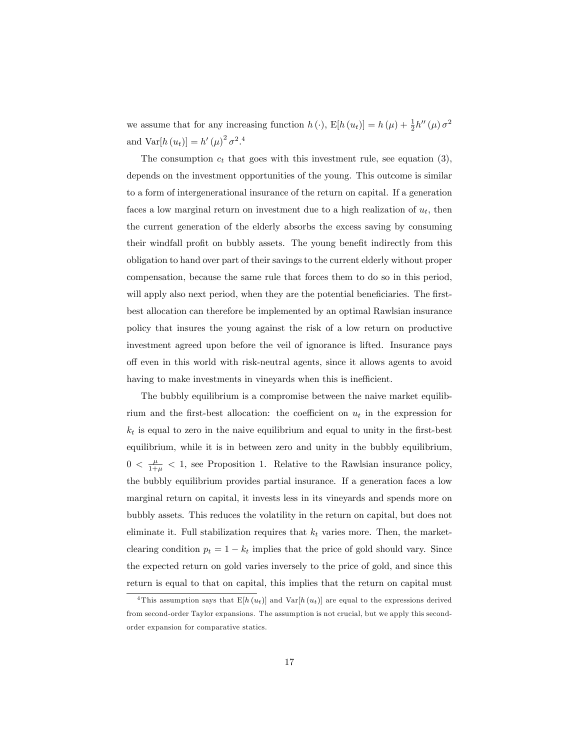we assume that for any increasing function $h(\cdot)$, $\mathrm{E}[h(u_t)] = h(\mu) + \frac{1}{2}h''(\mu)\sigma^2$ and $\mathrm{Var}[h(u_t)] = h'(\mu)^2\sigma^2$.[4]

The consumption $c_t$ that goes with this investment rule, see equation (3), depends on the investment opportunities of the young. This outcome is similar to a form of intergenerational insurance of the return on capital. If a generation faces a low marginal return on investment due to a high realization of $u_t$, then the current generation of the elderly absorbs the excess saving by consuming their windfall profit on bubbly assets. The young benefit indirectly from this obligation to hand over part of their savings to the current elderly without proper compensation, because the same rule that forces them to do so in this period, will apply also next period, when they are the potential beneficiaries. The first-best allocation can therefore be implemented by an optimal Rawlsian insurance policy that insures the young against the risk of a low return on productive investment agreed upon before the veil of ignorance is lifted. Insurance pays off even in this world with risk-neutral agents, since it allows agents to avoid having to make investments in vineyards when this is inefficient.

The bubbly equilibrium is a compromise between the naive market equilibrium and the first-best allocation: the coefficient on $u_t$ in the expression for $k_t$ is equal to zero in the naive equilibrium and equal to unity in the first-best equilibrium, while it is in between zero and unity in the bubbly equilibrium, $0 < \frac{\mu}{1+\mu} < 1$, see Proposition 1. Relative to the Rawlsian insurance policy, the bubbly equilibrium provides partial insurance. If a generation faces a low marginal return on capital, it invests less in its vineyards and spends more on bubbly assets. This reduces the volatility in the return on capital, but does not eliminate it. Full stabilization requires that $k_t$ varies more. Then, the market-clearing condition $p_t = 1 - k_t$ implies that the price of gold should vary. Since the expected return on gold varies inversely to the price of gold, and since this return is equal to that on capital, this implies that the return on capital must

[4] This assumption says that $\mathrm{E}[h(u_t)]$ and $\mathrm{Var}[h(u_t)]$ are equal to the expressions derived from second-order Taylor expansions. The assumption is not crucial, but we apply this second-order expansion for comparative statics.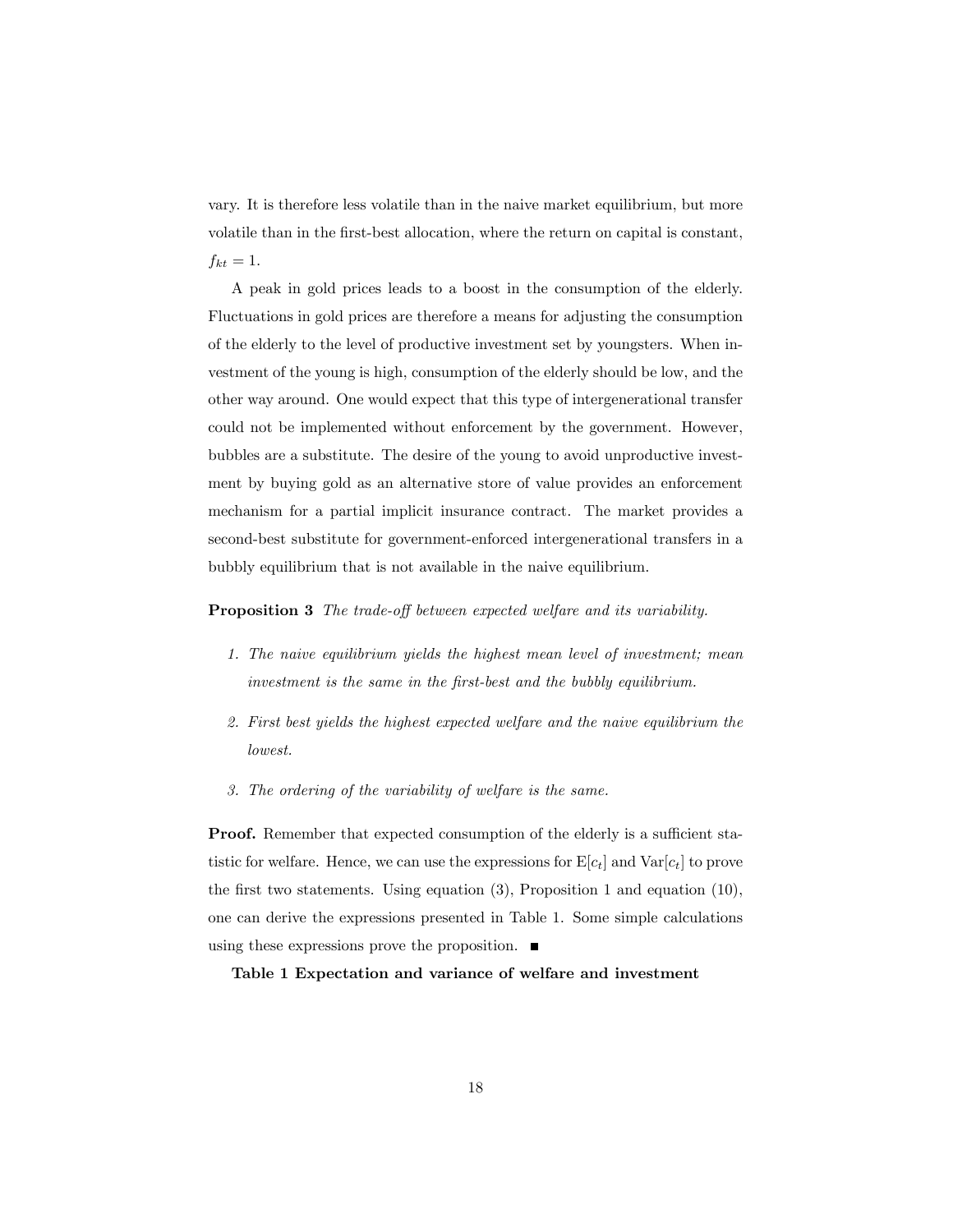vary. It is therefore less volatile than in the naive market equilibrium, but more volatile than in the first-best allocation, where the return on capital is constant, $f_{kt} = 1$.

A peak in gold prices leads to a boost in the consumption of the elderly. Fluctuations in gold prices are therefore a means for adjusting the consumption of the elderly to the level of productive investment set by youngsters. When investment of the young is high, consumption of the elderly should be low, and the other way around. One would expect that this type of intergenerational transfer could not be implemented without enforcement by the government. However, bubbles are a substitute. The desire of the young to avoid unproductive investment by buying gold as an alternative store of value provides an enforcement mechanism for a partial implicit insurance contract. The market provides a second-best substitute for government-enforced intergenerational transfers in a bubbly equilibrium that is not available in the naive equilibrium.

**Proposition 3** *The trade-off between expected welfare and its variability.*

1. *The naive equilibrium yields the highest mean level of investment; mean investment is the same in the first-best and the bubbly equilibrium.*
2. *First best yields the highest expected welfare and the naive equilibrium the lowest.*
3. *The ordering of the variability of welfare is the same.*

**Proof.** Remember that expected consumption of the elderly is a sufficient statistic for welfare. Hence, we can use the expressions for $\mathrm{E}[c_t]$ and $\mathrm{Var}[c_t]$ to prove the first two statements. Using equation (3), Proposition 1 and equation (10), one can derive the expressions presented in Table 1. Some simple calculations using these expressions prove the proposition. ■

**Table 1 Expectation and variance of welfare and investment**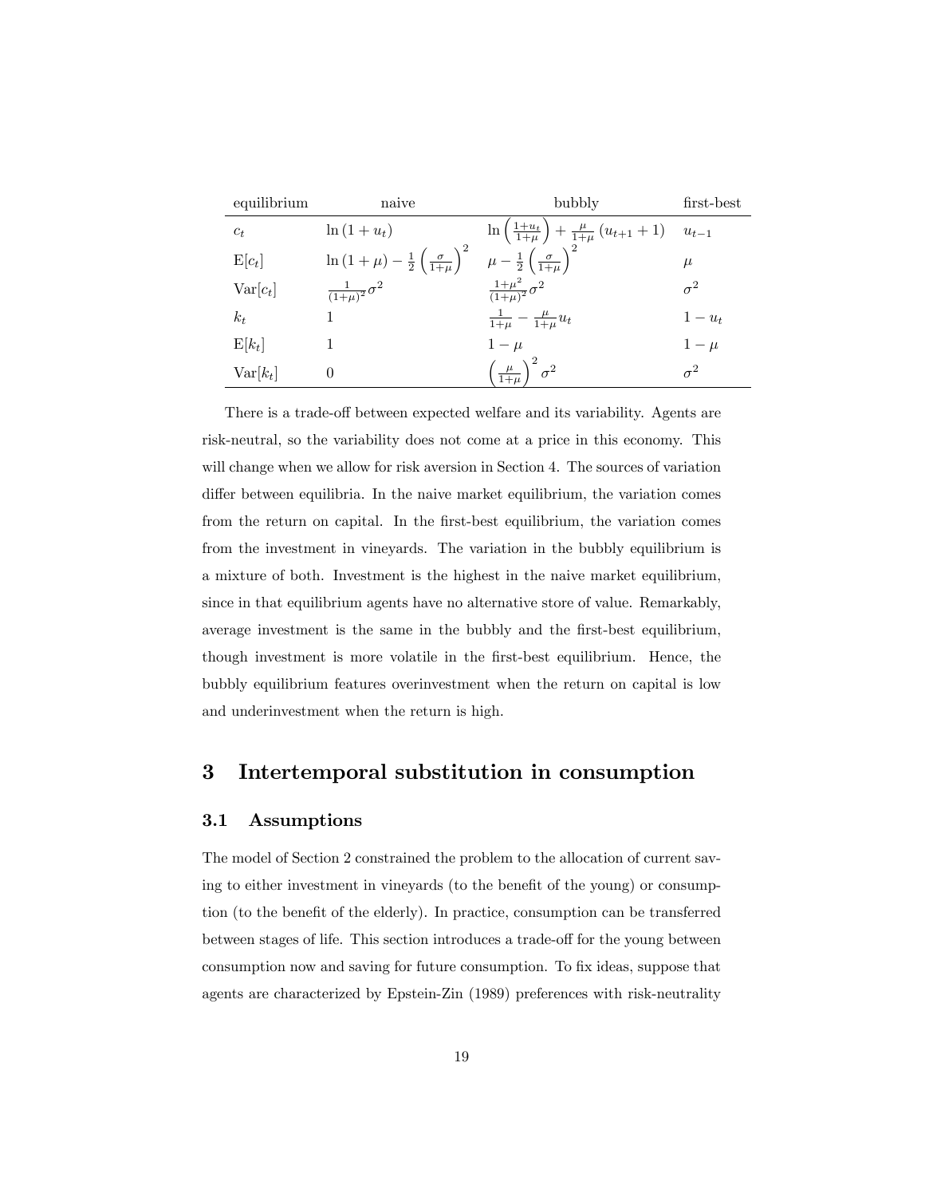| equilibrium | naive | bubbly | first-best |
|---|---|---|---|
| $c_t$ | $\ln(1+u_t)$ | $\ln\left(\frac{1+u_t}{1+\mu}\right) + \frac{\mu}{1+\mu}(u_{t+1}+1)$ | $u_{t-1}$ |
| $\mathrm{E}[c_t]$ | $\ln(1+\mu) - \frac{1}{2}\left(\frac{\sigma}{1+\mu}\right)^2$ | $\mu - \frac{1}{2}\left(\frac{\sigma}{1+\mu}\right)^2$ | $\mu$ |
| $\mathrm{Var}[c_t]$ | $\frac{1}{(1+\mu)^2}\sigma^2$ | $\frac{1+\mu^2}{(1+\mu)^2}\sigma^2$ | $\sigma^2$ |
| $k_t$ | $1$ | $\frac{1}{1+\mu} - \frac{\mu}{1+\mu}u_t$ | $1-u_t$ |
| $\mathrm{E}[k_t]$ | $1$ | $1-\mu$ | $1-\mu$ |
| $\mathrm{Var}[k_t]$ | $0$ | $\left(\frac{\mu}{1+\mu}\right)^2\sigma^2$ | $\sigma^2$ |

There is a trade-off between expected welfare and its variability. Agents are risk-neutral, so the variability does not come at a price in this economy. This will change when we allow for risk aversion in Section 4. The sources of variation differ between equilibria. In the naive market equilibrium, the variation comes from the return on capital. In the first-best equilibrium, the variation comes from the investment in vineyards. The variation in the bubbly equilibrium is a mixture of both. Investment is the highest in the naive market equilibrium, since in that equilibrium agents have no alternative store of value. Remarkably, average investment is the same in the bubbly and the first-best equilibrium, though investment is more volatile in the first-best equilibrium. Hence, the bubbly equilibrium features overinvestment when the return on capital is low and underinvestment when the return is high.

# 3 Intertemporal substitution in consumption

## 3.1 Assumptions

The model of Section 2 constrained the problem to the allocation of current saving to either investment in vineyards (to the benefit of the young) or consumption (to the benefit of the elderly). In practice, consumption can be transferred between stages of life. This section introduces a trade-off for the young between consumption now and saving for future consumption. To fix ideas, suppose that agents are characterized by Epstein-Zin (1989) preferences with risk-neutrality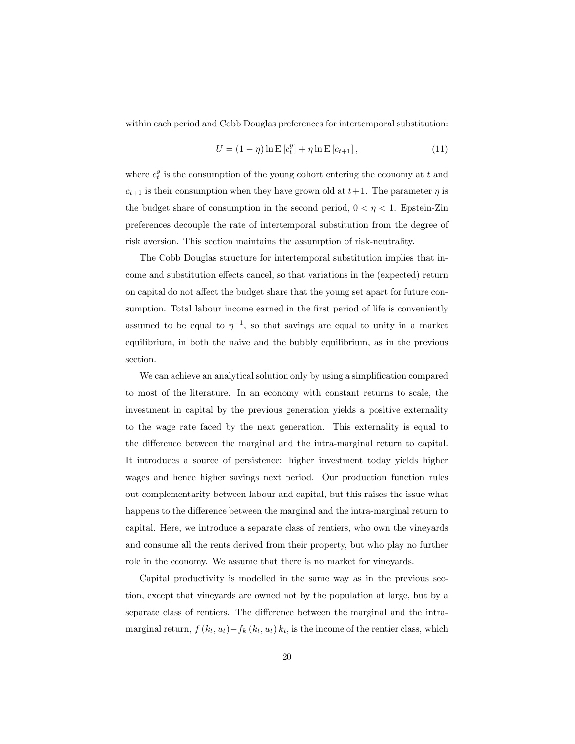within each period and Cobb Douglas preferences for intertemporal substitution:

$$U = (1-\eta)\ln \mathrm{E}\left[c_t^y\right] + \eta \ln \mathrm{E}\left[c_{t+1}\right], \tag{11}$$

where $c_t^y$ is the consumption of the young cohort entering the economy at $t$ and $c_{t+1}$ is their consumption when they have grown old at $t+1$. The parameter $\eta$ is the budget share of consumption in the second period, $0 < \eta < 1$. Epstein-Zin preferences decouple the rate of intertemporal substitution from the degree of risk aversion. This section maintains the assumption of risk-neutrality.

The Cobb Douglas structure for intertemporal substitution implies that income and substitution effects cancel, so that variations in the (expected) return on capital do not affect the budget share that the young set apart for future consumption. Total labour income earned in the first period of life is conveniently assumed to be equal to $\eta^{-1}$, so that savings are equal to unity in a market equilibrium, in both the naive and the bubbly equilibrium, as in the previous section.

We can achieve an analytical solution only by using a simplification compared to most of the literature. In an economy with constant returns to scale, the investment in capital by the previous generation yields a positive externality to the wage rate faced by the next generation. This externality is equal to the difference between the marginal and the intra-marginal return to capital. It introduces a source of persistence: higher investment today yields higher wages and hence higher savings next period. Our production function rules out complementarity between labour and capital, but this raises the issue what happens to the difference between the marginal and the intra-marginal return to capital. Here, we introduce a separate class of rentiers, who own the vineyards and consume all the rents derived from their property, but who play no further role in the economy. We assume that there is no market for vineyards.

Capital productivity is modelled in the same way as in the previous section, except that vineyards are owned not by the population at large, but by a separate class of rentiers. The difference between the marginal and the intra-marginal return, $f(k_t, u_t) - f_k(k_t, u_t)\, k_t$, is the income of the rentier class, which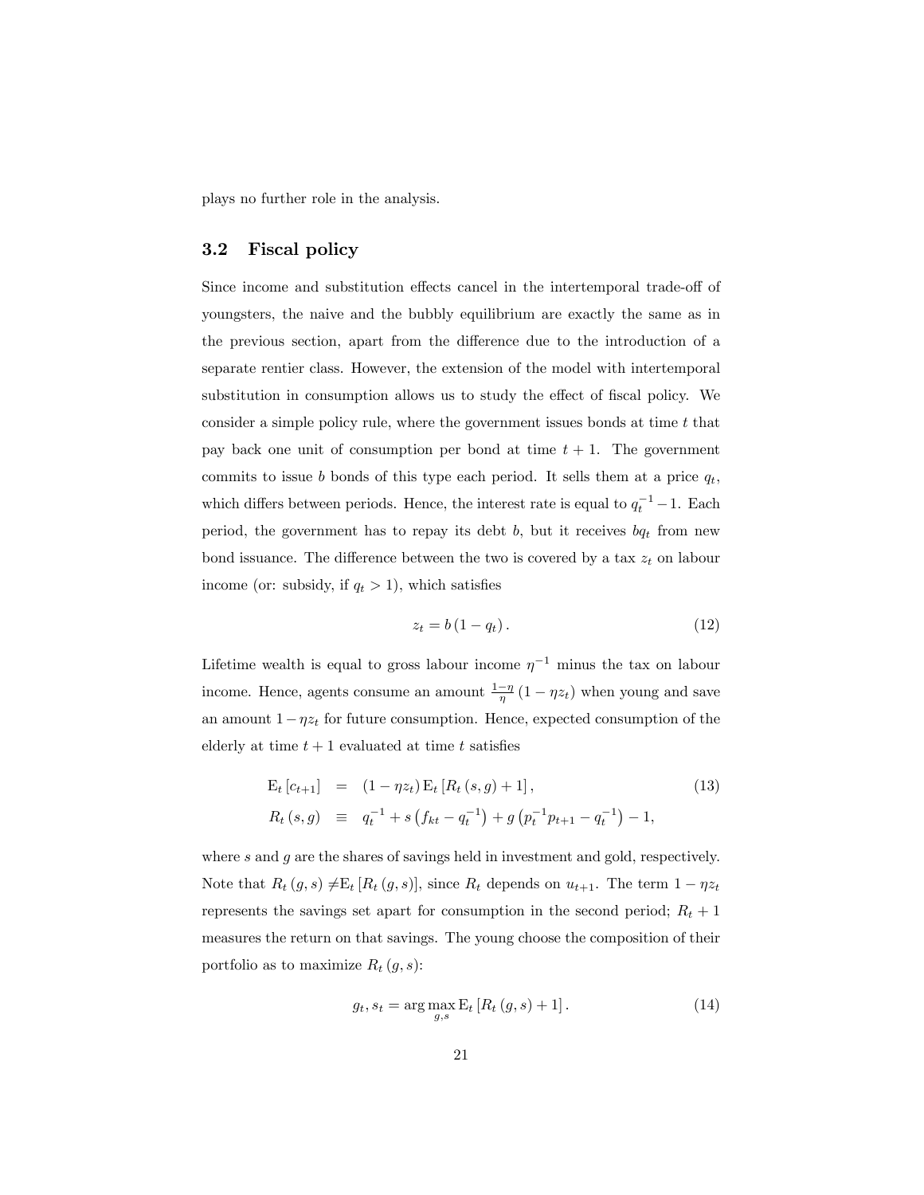plays no further role in the analysis.

### 3.2 Fiscal policy

Since income and substitution effects cancel in the intertemporal trade-off of youngsters, the naive and the bubbly equilibrium are exactly the same as in the previous section, apart from the difference due to the introduction of a separate rentier class. However, the extension of the model with intertemporal substitution in consumption allows us to study the effect of fiscal policy. We consider a simple policy rule, where the government issues bonds at time $t$ that pay back one unit of consumption per bond at time $t+1$. The government commits to issue $b$ bonds of this type each period. It sells them at a price $q_t$, which differs between periods. Hence, the interest rate is equal to $q_t^{-1} - 1$. Each period, the government has to repay its debt $b$, but it receives $bq_t$ from new bond issuance. The difference between the two is covered by a tax $z_t$ on labour income (or: subsidy, if $q_t > 1$), which satisfies

$$z_t = b\,(1 - q_t)\,. \tag{12}$$

Lifetime wealth is equal to gross labour income $\eta^{-1}$ minus the tax on labour income. Hence, agents consume an amount $\frac{1-\eta}{\eta}\,(1 - \eta z_t)$ when young and save an amount $1 - \eta z_t$ for future consumption. Hence, expected consumption of the elderly at time $t+1$ evaluated at time $t$ satisfies

$$\begin{aligned} \mathrm{E}_t\,[c_{t+1}] &= (1 - \eta z_t)\,\mathrm{E}_t\,[R_t\,(s,g) + 1]\,, \\ R_t\,(s,g) &\equiv q_t^{-1} + s\left(f_{kt} - q_t^{-1}\right) + g\left(p_t^{-1} p_{t+1} - q_t^{-1}\right) - 1, \end{aligned} \tag{13}$$

where $s$ and $g$ are the shares of savings held in investment and gold, respectively. Note that $R_t\,(g,s) \neq \mathrm{E}_t\,[R_t\,(g,s)]$, since $R_t$ depends on $u_{t+1}$. The term $1 - \eta z_t$ represents the savings set apart for consumption in the second period; $R_t + 1$ measures the return on that savings. The young choose the composition of their portfolio as to maximize $R_t\,(g,s)$:

$$g_t, s_t = \arg\max_{g,s} \mathrm{E}_t\,[R_t\,(g,s) + 1]\,. \tag{14}$$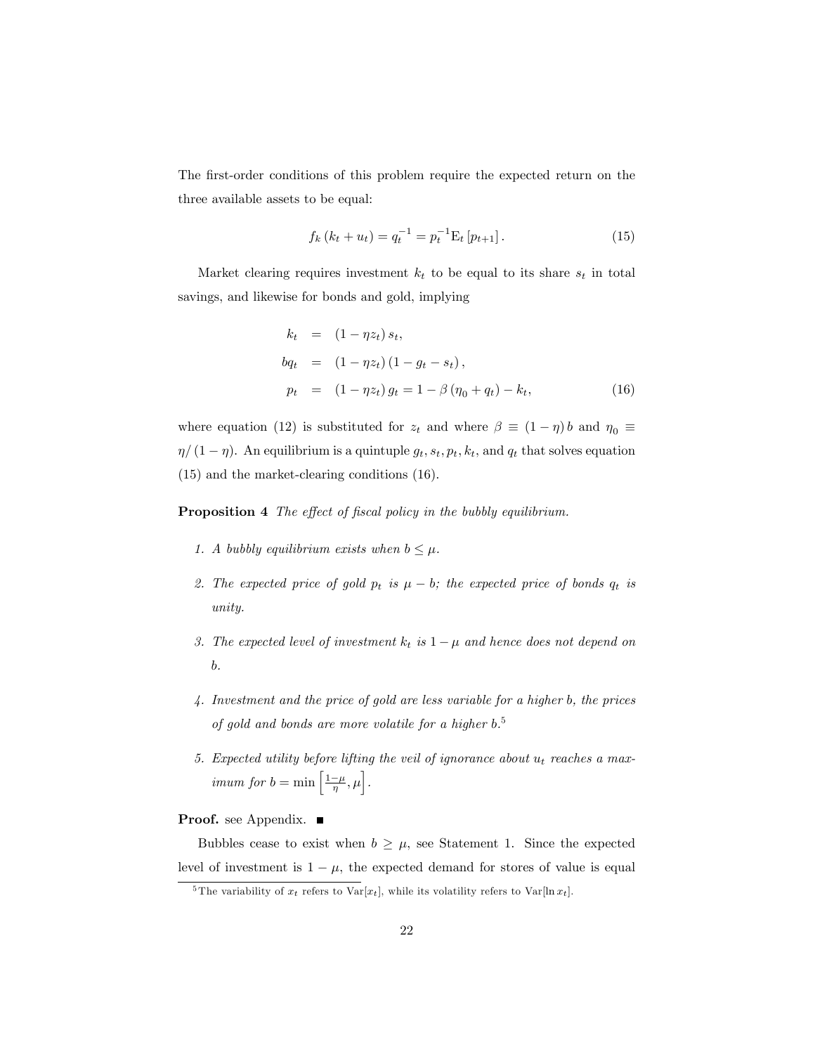The first-order conditions of this problem require the expected return on the three available assets to be equal:

$$f_k(k_t + u_t) = q_t^{-1} = p_t^{-1}\mathrm{E}_t[p_{t+1}]. \tag{15}$$

Market clearing requires investment $k_t$ to be equal to its share $s_t$ in total savings, and likewise for bonds and gold, implying

$$\begin{aligned}
k_t &= (1 - \eta z_t)\, s_t, \\
bq_t &= (1 - \eta z_t)(1 - g_t - s_t), \\
p_t &= (1 - \eta z_t)\, g_t = 1 - \beta(\eta_0 + q_t) - k_t,
\end{aligned} \tag{16}$$

where equation (12) is substituted for $z_t$ and where $\beta \equiv (1-\eta)\, b$ and $\eta_0 \equiv \eta/(1-\eta)$. An equilibrium is a quintuple $g_t, s_t, p_t, k_t$, and $q_t$ that solves equation (15) and the market-clearing conditions (16).

**Proposition 4** *The effect of fiscal policy in the bubbly equilibrium.*

1. *A bubbly equilibrium exists when $b \leq \mu$.*
2. *The expected price of gold $p_t$ is $\mu - b$; the expected price of bonds $q_t$ is unity.*
3. *The expected level of investment $k_t$ is $1 - \mu$ and hence does not depend on $b$.*
4. *Investment and the price of gold are less variable for a higher $b$, the prices of gold and bonds are more volatile for a higher $b$.*[5]
5. *Expected utility before lifting the veil of ignorance about $u_t$ reaches a maximum for $b = \min\left[\frac{1-\mu}{\eta}, \mu\right]$.*

**Proof.** see Appendix. ■

Bubbles cease to exist when $b \geq \mu$, see Statement 1. Since the expected level of investment is $1 - \mu$, the expected demand for stores of value is equal

[5] The variability of $x_t$ refers to $\mathrm{Var}[x_t]$, while its volatility refers to $\mathrm{Var}[\ln x_t]$.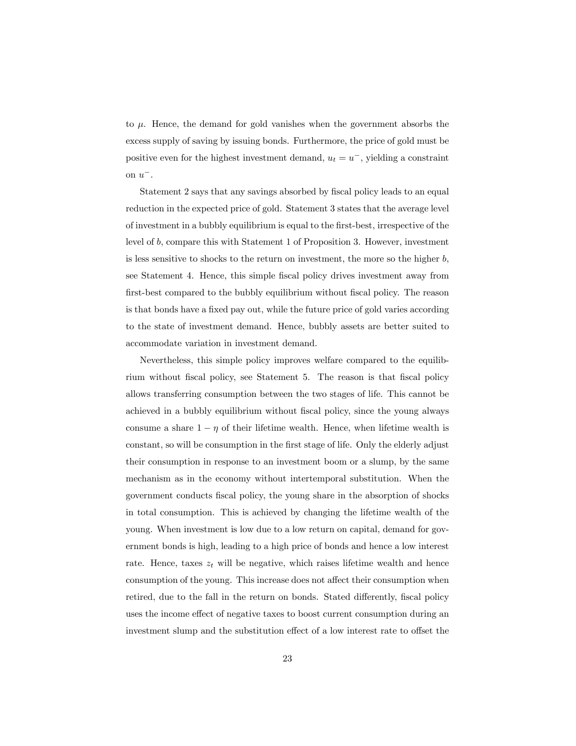to $\mu$. Hence, the demand for gold vanishes when the government absorbs the excess supply of saving by issuing bonds. Furthermore, the price of gold must be positive even for the highest investment demand, $u_t = u^-$, yielding a constraint on $u^-$.

Statement 2 says that any savings absorbed by fiscal policy leads to an equal reduction in the expected price of gold. Statement 3 states that the average level of investment in a bubbly equilibrium is equal to the first-best, irrespective of the level of $b$, compare this with Statement 1 of Proposition 3. However, investment is less sensitive to shocks to the return on investment, the more so the higher $b$, see Statement 4. Hence, this simple fiscal policy drives investment away from first-best compared to the bubbly equilibrium without fiscal policy. The reason is that bonds have a fixed pay out, while the future price of gold varies according to the state of investment demand. Hence, bubbly assets are better suited to accommodate variation in investment demand.

Nevertheless, this simple policy improves welfare compared to the equilibrium without fiscal policy, see Statement 5. The reason is that fiscal policy allows transferring consumption between the two stages of life. This cannot be achieved in a bubbly equilibrium without fiscal policy, since the young always consume a share $1 - \eta$ of their lifetime wealth. Hence, when lifetime wealth is constant, so will be consumption in the first stage of life. Only the elderly adjust their consumption in response to an investment boom or a slump, by the same mechanism as in the economy without intertemporal substitution. When the government conducts fiscal policy, the young share in the absorption of shocks in total consumption. This is achieved by changing the lifetime wealth of the young. When investment is low due to a low return on capital, demand for government bonds is high, leading to a high price of bonds and hence a low interest rate. Hence, taxes $z_t$ will be negative, which raises lifetime wealth and hence consumption of the young. This increase does not affect their consumption when retired, due to the fall in the return on bonds. Stated differently, fiscal policy uses the income effect of negative taxes to boost current consumption during an investment slump and the substitution effect of a low interest rate to offset the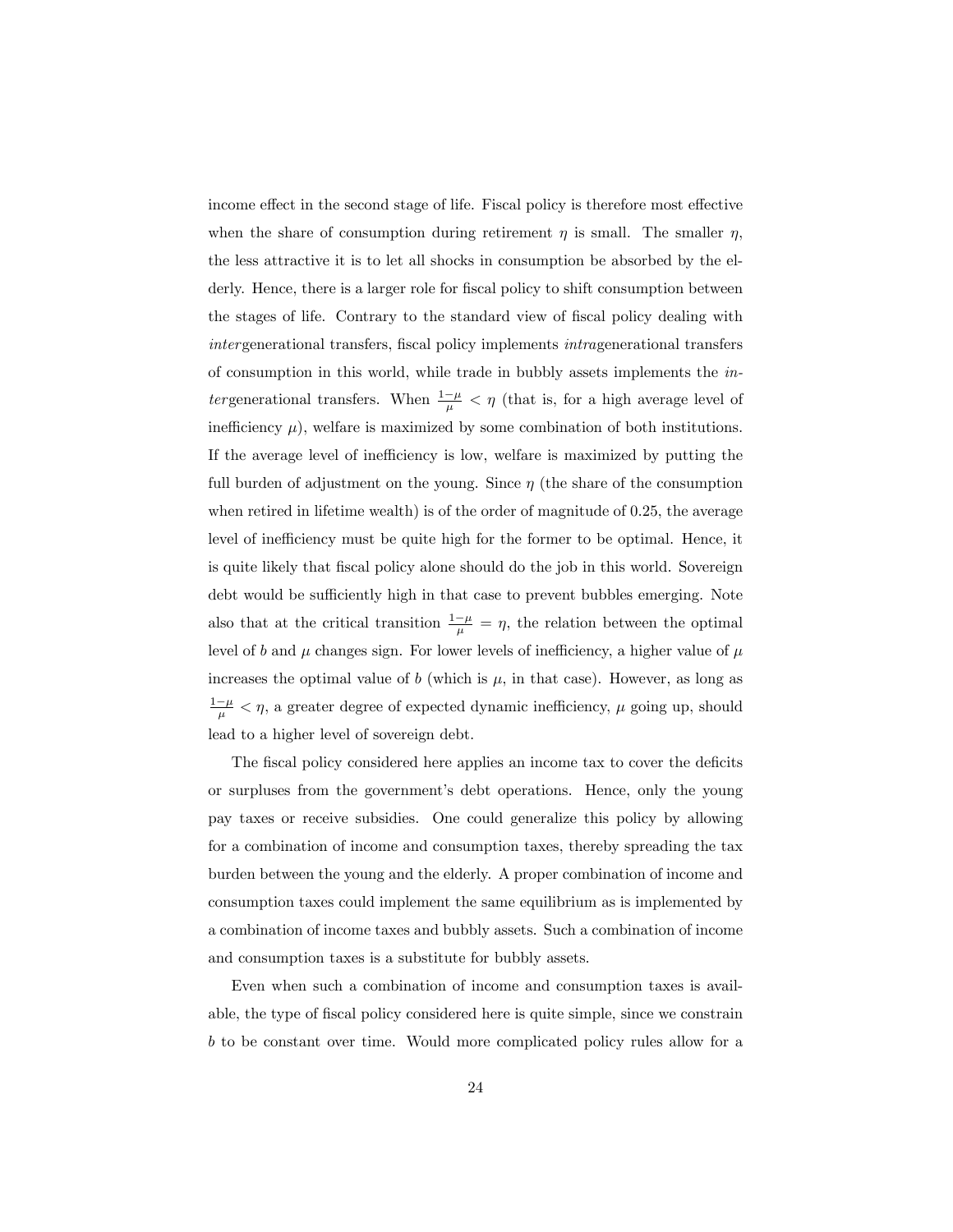income effect in the second stage of life. Fiscal policy is therefore most effective when the share of consumption during retirement $\eta$ is small. The smaller $\eta$, the less attractive it is to let all shocks in consumption be absorbed by the elderly. Hence, there is a larger role for fiscal policy to shift consumption between the stages of life. Contrary to the standard view of fiscal policy dealing with *inter*generational transfers, fiscal policy implements *intra*generational transfers of consumption in this world, while trade in bubbly assets implements the *inter*generational transfers. When $\frac{1-\mu}{\mu} < \eta$ (that is, for a high average level of inefficiency $\mu$), welfare is maximized by some combination of both institutions. If the average level of inefficiency is low, welfare is maximized by putting the full burden of adjustment on the young. Since $\eta$ (the share of the consumption when retired in lifetime wealth) is of the order of magnitude of 0.25, the average level of inefficiency must be quite high for the former to be optimal. Hence, it is quite likely that fiscal policy alone should do the job in this world. Sovereign debt would be sufficiently high in that case to prevent bubbles emerging. Note also that at the critical transition $\frac{1-\mu}{\mu} = \eta$, the relation between the optimal level of $b$ and $\mu$ changes sign. For lower levels of inefficiency, a higher value of $\mu$ increases the optimal value of $b$ (which is $\mu$, in that case). However, as long as $\frac{1-\mu}{\mu} < \eta$, a greater degree of expected dynamic inefficiency, $\mu$ going up, should lead to a higher level of sovereign debt.

The fiscal policy considered here applies an income tax to cover the deficits or surpluses from the government's debt operations. Hence, only the young pay taxes or receive subsidies. One could generalize this policy by allowing for a combination of income and consumption taxes, thereby spreading the tax burden between the young and the elderly. A proper combination of income and consumption taxes could implement the same equilibrium as is implemented by a combination of income taxes and bubbly assets. Such a combination of income and consumption taxes is a substitute for bubbly assets.

Even when such a combination of income and consumption taxes is available, the type of fiscal policy considered here is quite simple, since we constrain $b$ to be constant over time. Would more complicated policy rules allow for a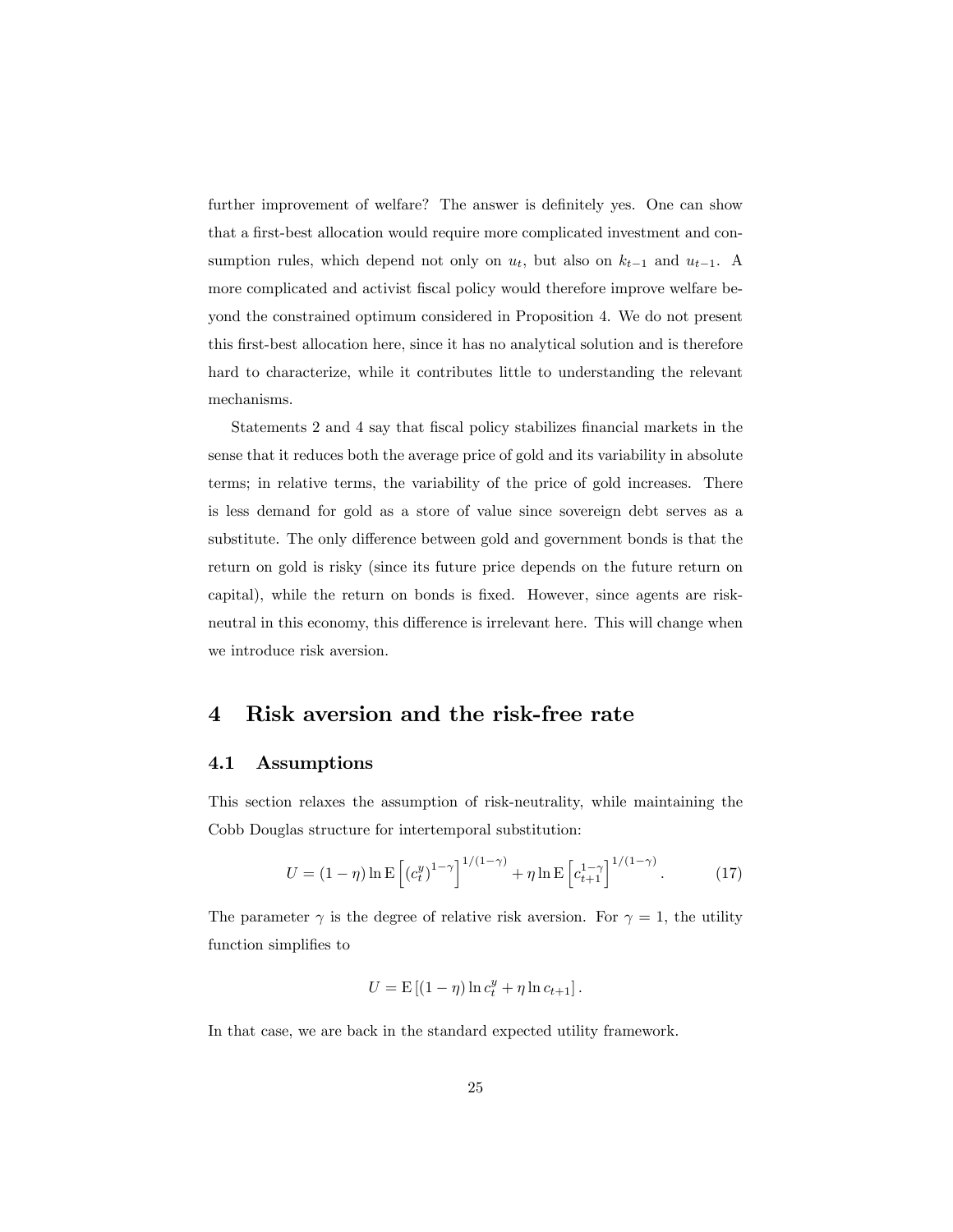further improvement of welfare? The answer is definitely yes. One can show that a first-best allocation would require more complicated investment and consumption rules, which depend not only on $u_t$, but also on $k_{t-1}$ and $u_{t-1}$. A more complicated and activist fiscal policy would therefore improve welfare beyond the constrained optimum considered in Proposition 4. We do not present this first-best allocation here, since it has no analytical solution and is therefore hard to characterize, while it contributes little to understanding the relevant mechanisms.

Statements 2 and 4 say that fiscal policy stabilizes financial markets in the sense that it reduces both the average price of gold and its variability in absolute terms; in relative terms, the variability of the price of gold increases. There is less demand for gold as a store of value since sovereign debt serves as a substitute. The only difference between gold and government bonds is that the return on gold is risky (since its future price depends on the future return on capital), while the return on bonds is fixed. However, since agents are risk-neutral in this economy, this difference is irrelevant here. This will change when we introduce risk aversion.

# 4 Risk aversion and the risk-free rate

## 4.1 Assumptions

This section relaxes the assumption of risk-neutrality, while maintaining the Cobb Douglas structure for intertemporal substitution:

$$U = (1-\eta)\ln \mathrm{E}\left[\left(c_t^y\right)^{1-\gamma}\right]^{1/(1-\gamma)} + \eta \ln \mathrm{E}\left[c_{t+1}^{1-\gamma}\right]^{1/(1-\gamma)}. \tag{17}$$

The parameter $\gamma$ is the degree of relative risk aversion. For $\gamma = 1$, the utility function simplifies to

$$U = \mathrm{E}\left[(1-\eta)\ln c_t^y + \eta \ln c_{t+1}\right].$$

In that case, we are back in the standard expected utility framework.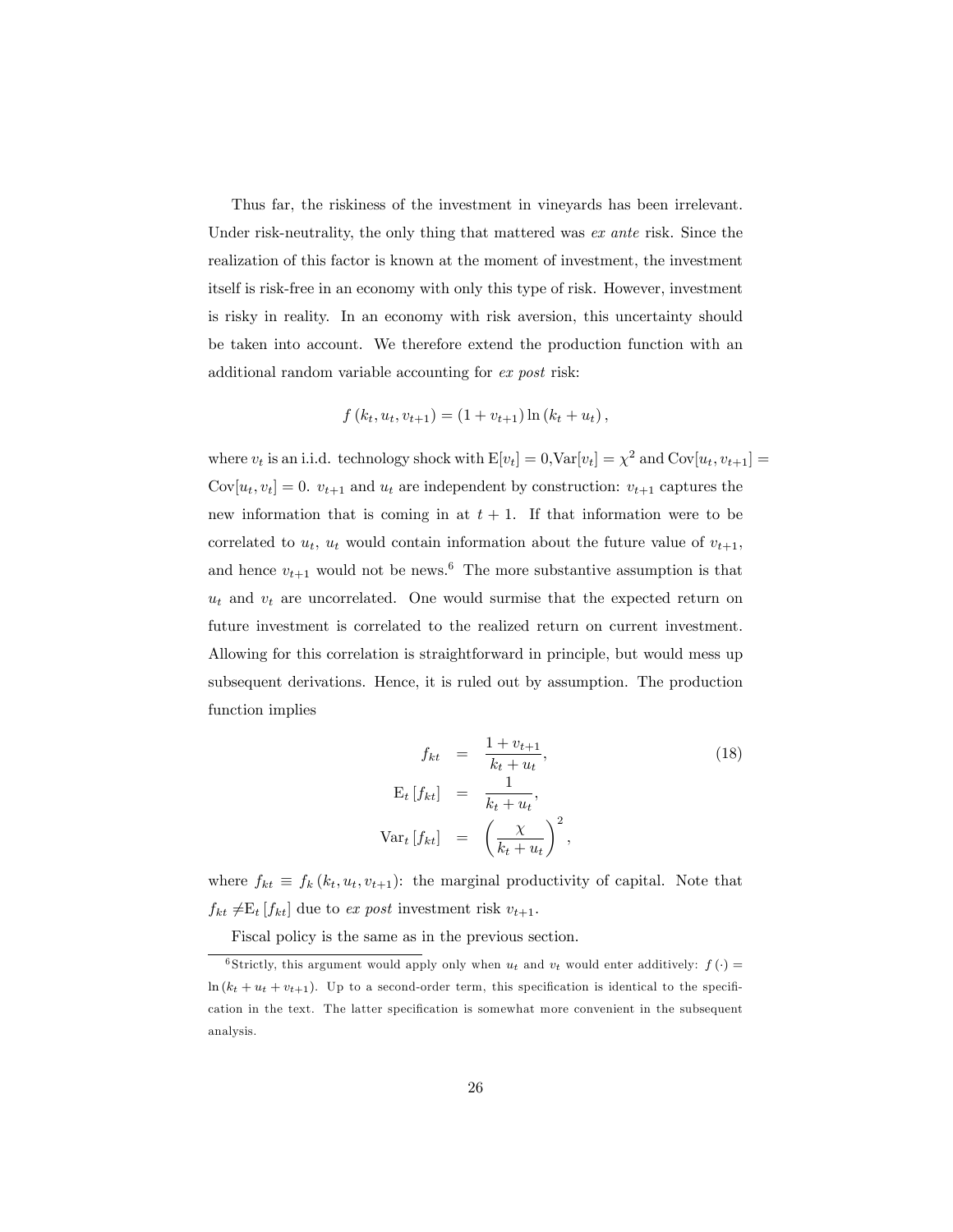Thus far, the riskiness of the investment in vineyards has been irrelevant. Under risk-neutrality, the only thing that mattered was *ex ante* risk. Since the realization of this factor is known at the moment of investment, the investment itself is risk-free in an economy with only this type of risk. However, investment is risky in reality. In an economy with risk aversion, this uncertainty should be taken into account. We therefore extend the production function with an additional random variable accounting for *ex post* risk:

$$f(k_t, u_t, v_{t+1}) = (1 + v_{t+1}) \ln(k_t + u_t),$$

where $v_t$ is an i.i.d. technology shock with $\mathrm{E}[v_t] = 0$,$\mathrm{Var}[v_t] = \chi^2$ and $\mathrm{Cov}[u_t, v_{t+1}] = \mathrm{Cov}[u_t, v_t] = 0$. $v_{t+1}$ and $u_t$ are independent by construction: $v_{t+1}$ captures the new information that is coming in at $t+1$. If that information were to be correlated to $u_t$, $u_t$ would contain information about the future value of $v_{t+1}$, and hence $v_{t+1}$ would not be news.[6] The more substantive assumption is that $u_t$ and $v_t$ are uncorrelated. One would surmise that the expected return on future investment is correlated to the realized return on current investment. Allowing for this correlation is straightforward in principle, but would mess up subsequent derivations. Hence, it is ruled out by assumption. The production function implies

$$\begin{aligned} f_{kt} &= \frac{1 + v_{t+1}}{k_t + u_t}, \\ \mathrm{E}_t[f_{kt}] &= \frac{1}{k_t + u_t}, \\ \mathrm{Var}_t[f_{kt}] &= \left(\frac{\chi}{k_t + u_t}\right)^2, \end{aligned} \tag{18}$$

where $f_{kt} \equiv f_k(k_t, u_t, v_{t+1})$: the marginal productivity of capital. Note that $f_{kt} \neq \mathrm{E}_t[f_{kt}]$ due to *ex post* investment risk $v_{t+1}$.

Fiscal policy is the same as in the previous section.

[6] Strictly, this argument would apply only when $u_t$ and $v_t$ would enter additively: $f(\cdot) = \ln(k_t + u_t + v_{t+1})$. Up to a second-order term, this specification is identical to the specification in the text. The latter specification is somewhat more convenient in the subsequent analysis.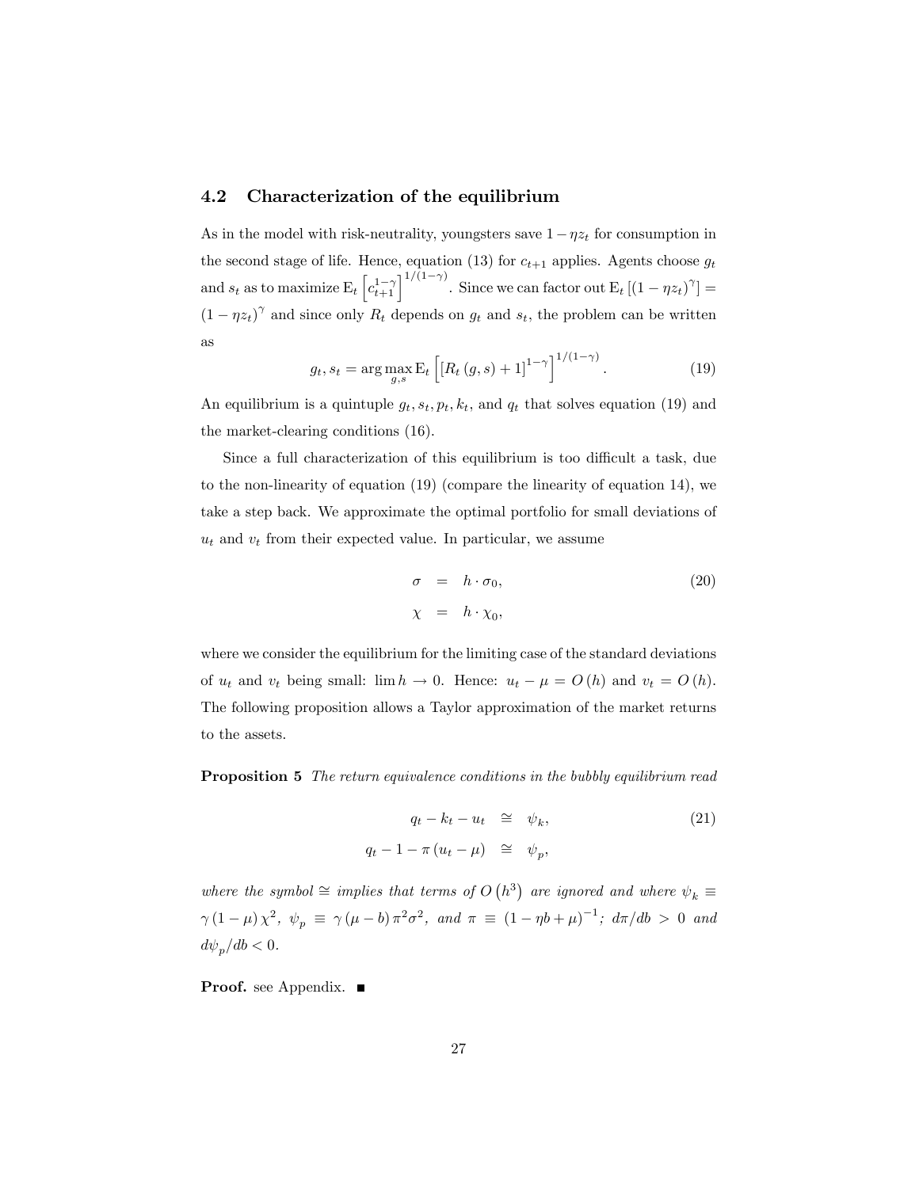### 4.2 Characterization of the equilibrium

As in the model with risk-neutrality, youngsters save $1-\eta z_t$ for consumption in the second stage of life. Hence, equation (13) for $c_{t+1}$ applies. Agents choose $g_t$ and $s_t$ as to maximize $\mathrm{E}_t\left[c_{t+1}^{1-\gamma}\right]^{1/(1-\gamma)}$. Since we can factor out $\mathrm{E}_t\left[(1-\eta z_t)^{\gamma}\right] = (1-\eta z_t)^{\gamma}$ and since only $R_t$ depends on $g_t$ and $s_t$, the problem can be written as

$$g_t, s_t = \arg\max_{g,s} \mathrm{E}_t\left[\left[R_t(g,s)+1\right]^{1-\gamma}\right]^{1/(1-\gamma)}. \tag{19}$$

An equilibrium is a quintuple $g_t, s_t, p_t, k_t$, and $q_t$ that solves equation (19) and the market-clearing conditions (16).

Since a full characterization of this equilibrium is too difficult a task, due to the non-linearity of equation (19) (compare the linearity of equation 14), we take a step back. We approximate the optimal portfolio for small deviations of $u_t$ and $v_t$ from their expected value. In particular, we assume

$$\begin{aligned} \sigma &= h \cdot \sigma_0, \\ \chi &= h \cdot \chi_0, \end{aligned} \tag{20}$$

where we consider the equilibrium for the limiting case of the standard deviations of $u_t$ and $v_t$ being small: $\lim h \to 0$. Hence: $u_t - \mu = O(h)$ and $v_t = O(h)$. The following proposition allows a Taylor approximation of the market returns to the assets.

**Proposition 5** *The return equivalence conditions in the bubbly equilibrium read*

$$\begin{aligned} q_t - k_t - u_t &\cong \psi_k, \\ q_t - 1 - \pi(u_t - \mu) &\cong \psi_p, \end{aligned} \tag{21}$$

*where the symbol $\cong$ implies that terms of $O\left(h^3\right)$ are ignored and where $\psi_k \equiv \gamma(1-\mu)\chi^2$, $\psi_p \equiv \gamma(\mu-b)\pi^2\sigma^2$, and $\pi \equiv (1-\eta b+\mu)^{-1}$; $d\pi/db > 0$ and $d\psi_p/db < 0$.*

**Proof.** see Appendix. ■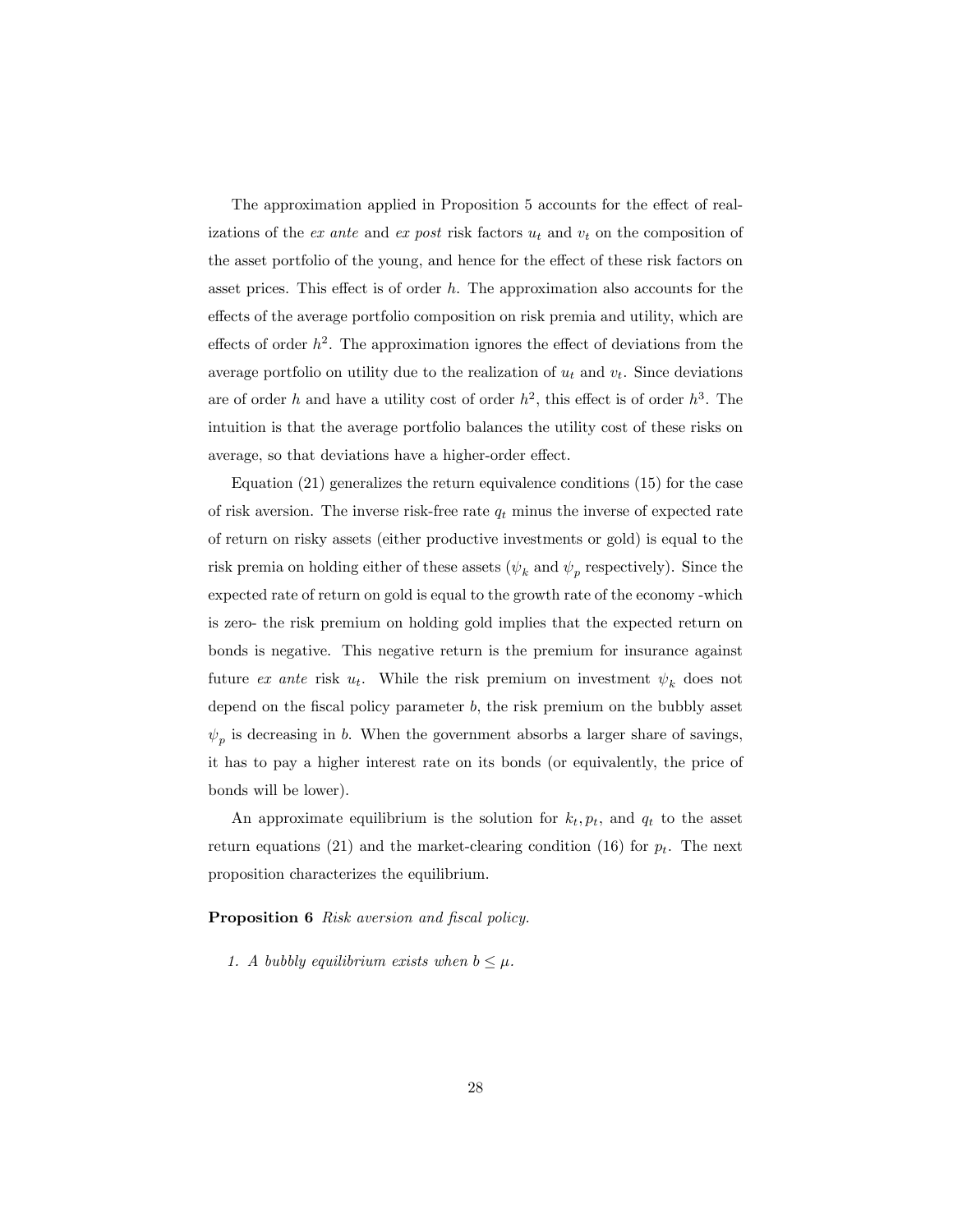The approximation applied in Proposition 5 accounts for the effect of realizations of the *ex ante* and *ex post* risk factors $u_t$ and $v_t$ on the composition of the asset portfolio of the young, and hence for the effect of these risk factors on asset prices. This effect is of order $h$. The approximation also accounts for the effects of the average portfolio composition on risk premia and utility, which are effects of order $h^2$. The approximation ignores the effect of deviations from the average portfolio on utility due to the realization of $u_t$ and $v_t$. Since deviations are of order $h$ and have a utility cost of order $h^2$, this effect is of order $h^3$. The intuition is that the average portfolio balances the utility cost of these risks on average, so that deviations have a higher-order effect.

Equation (21) generalizes the return equivalence conditions (15) for the case of risk aversion. The inverse risk-free rate $q_t$ minus the inverse of expected rate of return on risky assets (either productive investments or gold) is equal to the risk premia on holding either of these assets ($\psi_k$ and $\psi_p$ respectively). Since the expected rate of return on gold is equal to the growth rate of the economy -which is zero- the risk premium on holding gold implies that the expected return on bonds is negative. This negative return is the premium for insurance against future *ex ante* risk $u_t$. While the risk premium on investment $\psi_k$ does not depend on the fiscal policy parameter $b$, the risk premium on the bubbly asset $\psi_p$ is decreasing in $b$. When the government absorbs a larger share of savings, it has to pay a higher interest rate on its bonds (or equivalently, the price of bonds will be lower).

An approximate equilibrium is the solution for $k_t, p_t$, and $q_t$ to the asset return equations (21) and the market-clearing condition (16) for $p_t$. The next proposition characterizes the equilibrium.

**Proposition 6** *Risk aversion and fiscal policy.*

1. *A bubbly equilibrium exists when $b \leq \mu$.*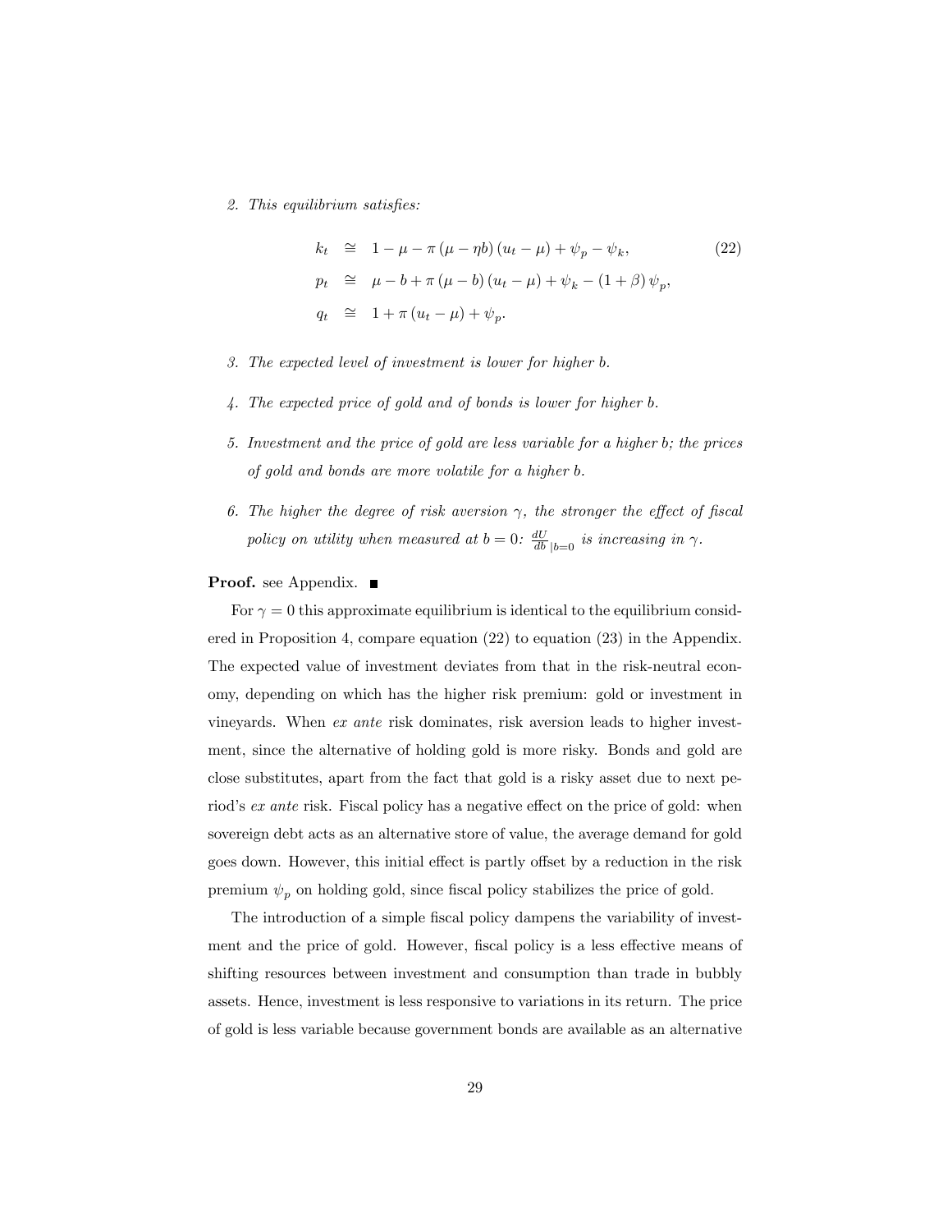2. *This equilibrium satisfies:*

$$
\begin{aligned}
k_t &\cong 1 - \mu - \pi \left(\mu - \eta b\right)\left(u_t - \mu\right) + \psi_p - \psi_k, \\
p_t &\cong \mu - b + \pi \left(\mu - b\right)\left(u_t - \mu\right) + \psi_k - \left(1 + \beta\right)\psi_p, \\
q_t &\cong 1 + \pi \left(u_t - \mu\right) + \psi_p.
\end{aligned}
\tag{22}
$$

3. *The expected level of investment is lower for higher $b$.*

4. *The expected price of gold and of bonds is lower for higher $b$.*

5. *Investment and the price of gold are less variable for a higher $b$; the prices of gold and bonds are more volatile for a higher $b$.*

6. *The higher the degree of risk aversion $\gamma$, the stronger the effect of fiscal policy on utility when measured at $b = 0$: $\frac{dU}{db}_{|b=0}$ is increasing in $\gamma$.*

**Proof.** see Appendix. ■

For $\gamma = 0$ this approximate equilibrium is identical to the equilibrium considered in Proposition 4, compare equation (22) to equation (23) in the Appendix. The expected value of investment deviates from that in the risk-neutral economy, depending on which has the higher risk premium: gold or investment in vineyards. When *ex ante* risk dominates, risk aversion leads to higher investment, since the alternative of holding gold is more risky. Bonds and gold are close substitutes, apart from the fact that gold is a risky asset due to next period's *ex ante* risk. Fiscal policy has a negative effect on the price of gold: when sovereign debt acts as an alternative store of value, the average demand for gold goes down. However, this initial effect is partly offset by a reduction in the risk premium $\psi_p$ on holding gold, since fiscal policy stabilizes the price of gold.

The introduction of a simple fiscal policy dampens the variability of investment and the price of gold. However, fiscal policy is a less effective means of shifting resources between investment and consumption than trade in bubbly assets. Hence, investment is less responsive to variations in its return. The price of gold is less variable because government bonds are available as an alternative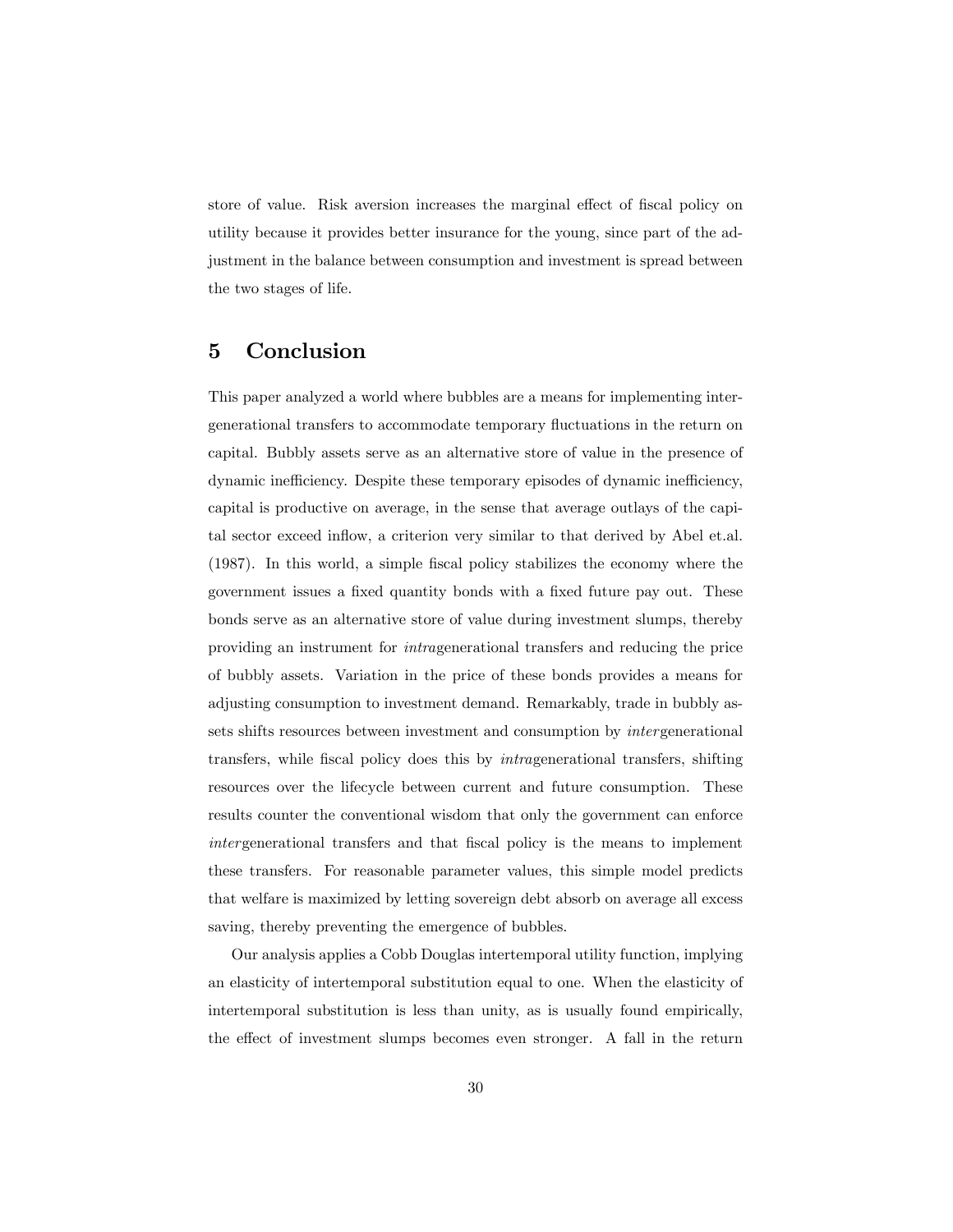store of value. Risk aversion increases the marginal effect of fiscal policy on utility because it provides better insurance for the young, since part of the adjustment in the balance between consumption and investment is spread between the two stages of life.

## 5 Conclusion

This paper analyzed a world where bubbles are a means for implementing intergenerational transfers to accommodate temporary fluctuations in the return on capital. Bubbly assets serve as an alternative store of value in the presence of dynamic inefficiency. Despite these temporary episodes of dynamic inefficiency, capital is productive on average, in the sense that average outlays of the capital sector exceed inflow, a criterion very similar to that derived by Abel et.al. (1987). In this world, a simple fiscal policy stabilizes the economy where the government issues a fixed quantity bonds with a fixed future pay out. These bonds serve as an alternative store of value during investment slumps, thereby providing an instrument for *intra*generational transfers and reducing the price of bubbly assets. Variation in the price of these bonds provides a means for adjusting consumption to investment demand. Remarkably, trade in bubbly assets shifts resources between investment and consumption by *inter*generational transfers, while fiscal policy does this by *intra*generational transfers, shifting resources over the lifecycle between current and future consumption. These results counter the conventional wisdom that only the government can enforce *inter*generational transfers and that fiscal policy is the means to implement these transfers. For reasonable parameter values, this simple model predicts that welfare is maximized by letting sovereign debt absorb on average all excess saving, thereby preventing the emergence of bubbles.

Our analysis applies a Cobb Douglas intertemporal utility function, implying an elasticity of intertemporal substitution equal to one. When the elasticity of intertemporal substitution is less than unity, as is usually found empirically, the effect of investment slumps becomes even stronger. A fall in the return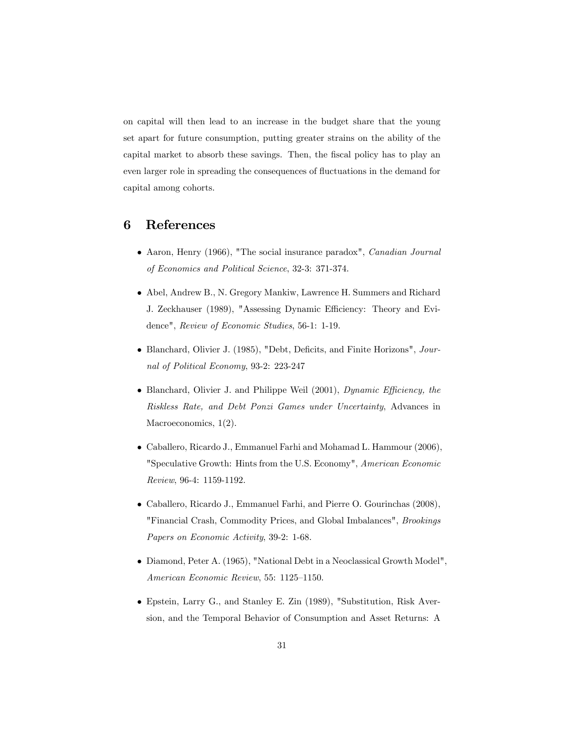on capital will then lead to an increase in the budget share that the young set apart for future consumption, putting greater strains on the ability of the capital market to absorb these savings. Then, the fiscal policy has to play an even larger role in spreading the consequences of fluctuations in the demand for capital among cohorts.

# 6 References

- Aaron, Henry (1966), "The social insurance paradox", *Canadian Journal of Economics and Political Science*, 32-3: 371-374.
- Abel, Andrew B., N. Gregory Mankiw, Lawrence H. Summers and Richard J. Zeckhauser (1989), "Assessing Dynamic Efficiency: Theory and Evidence", *Review of Economic Studies*, 56-1: 1-19.
- Blanchard, Olivier J. (1985), "Debt, Deficits, and Finite Horizons", *Journal of Political Economy*, 93-2: 223-247
- Blanchard, Olivier J. and Philippe Weil (2001), *Dynamic Efficiency, the Riskless Rate, and Debt Ponzi Games under Uncertainty*, Advances in Macroeconomics, 1(2).
- Caballero, Ricardo J., Emmanuel Farhi and Mohamad L. Hammour (2006), "Speculative Growth: Hints from the U.S. Economy", *American Economic Review*, 96-4: 1159-1192.
- Caballero, Ricardo J., Emmanuel Farhi, and Pierre O. Gourinchas (2008), "Financial Crash, Commodity Prices, and Global Imbalances", *Brookings Papers on Economic Activity*, 39-2: 1-68.
- Diamond, Peter A. (1965), "National Debt in a Neoclassical Growth Model", *American Economic Review*, 55: 1125–1150.
- Epstein, Larry G., and Stanley E. Zin (1989), "Substitution, Risk Aversion, and the Temporal Behavior of Consumption and Asset Returns: A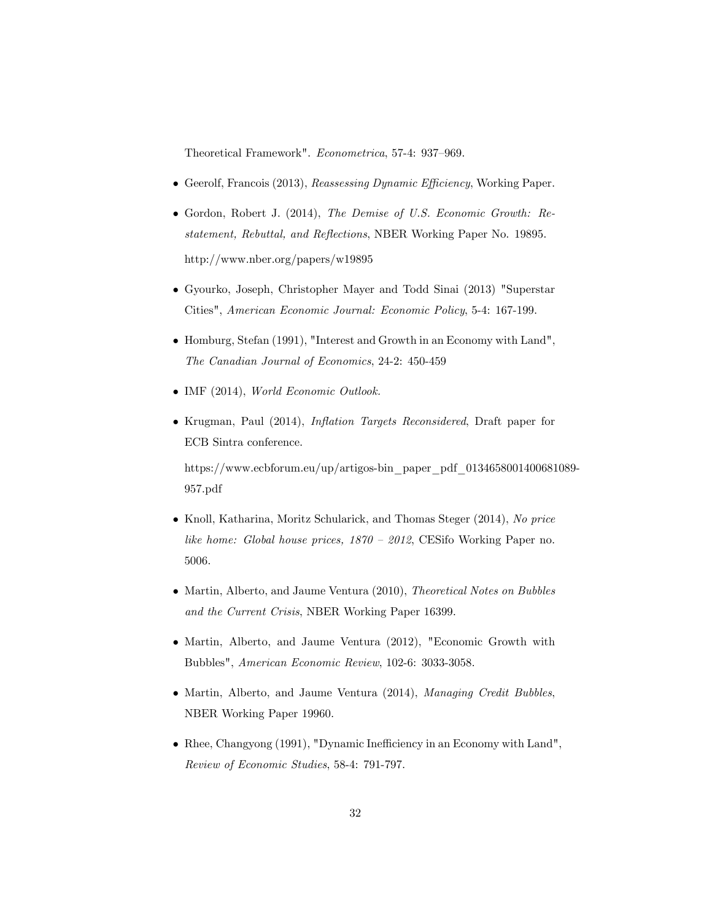Theoretical Framework". *Econometrica*, 57-4: 937–969.

- Geerolf, Francois (2013), *Reassessing Dynamic Efficiency*, Working Paper.

- Gordon, Robert J. (2014), *The Demise of U.S. Economic Growth: Restatement, Rebuttal, and Reflections*, NBER Working Paper No. 19895.

  http://www.nber.org/papers/w19895

- Gyourko, Joseph, Christopher Mayer and Todd Sinai (2013) "Superstar Cities", *American Economic Journal: Economic Policy*, 5-4: 167-199.

- Homburg, Stefan (1991), "Interest and Growth in an Economy with Land", *The Canadian Journal of Economics*, 24-2: 450-459

- IMF (2014), *World Economic Outlook.*

- Krugman, Paul (2014), *Inflation Targets Reconsidered*, Draft paper for ECB Sintra conference.

  https://www.ecbforum.eu/up/artigos-bin_paper_pdf_0134658001400681089-957.pdf

- Knoll, Katharina, Moritz Schularick, and Thomas Steger (2014), *No price like home: Global house prices, 1870 – 2012*, CESifo Working Paper no. 5006.

- Martin, Alberto, and Jaume Ventura (2010), *Theoretical Notes on Bubbles and the Current Crisis*, NBER Working Paper 16399.

- Martin, Alberto, and Jaume Ventura (2012), "Economic Growth with Bubbles", *American Economic Review*, 102-6: 3033-3058.

- Martin, Alberto, and Jaume Ventura (2014), *Managing Credit Bubbles*, NBER Working Paper 19960.

- Rhee, Changyong (1991), "Dynamic Inefficiency in an Economy with Land", *Review of Economic Studies*, 58-4: 791-797.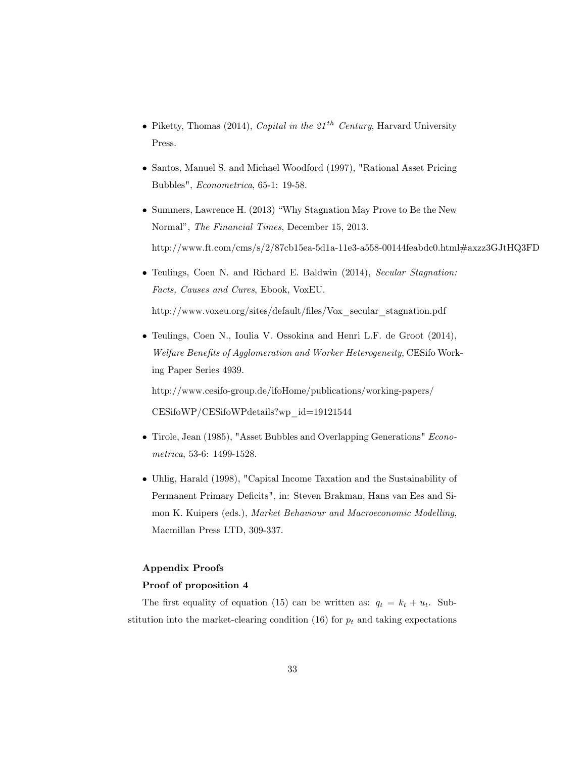- Piketty, Thomas (2014), *Capital in the 21$^{th}$ Century*, Harvard University Press.

- Santos, Manuel S. and Michael Woodford (1997), "Rational Asset Pricing Bubbles", *Econometrica*, 65-1: 19-58.

- Summers, Lawrence H. (2013) "Why Stagnation May Prove to Be the New Normal", *The Financial Times*, December 15, 2013.

  http://www.ft.com/cms/s/2/87cb15ea-5d1a-11e3-a558-00144feabdc0.html#axzz3GJtHQ3FD

- Teulings, Coen N. and Richard E. Baldwin (2014), *Secular Stagnation: Facts, Causes and Cures*, Ebook, VoxEU.

  http://www.voxeu.org/sites/default/files/Vox_secular_stagnation.pdf

- Teulings, Coen N., Ioulia V. Ossokina and Henri L.F. de Groot (2014), *Welfare Benefits of Agglomeration and Worker Heterogeneity*, CESifo Working Paper Series 4939.

  http://www.cesifo-group.de/ifoHome/publications/working-papers/

  CESifoWP/CESifoWPdetails?wp_id=19121544

- Tirole, Jean (1985), "Asset Bubbles and Overlapping Generations" *Econometrica*, 53-6: 1499-1528.

- Uhlig, Harald (1998), "Capital Income Taxation and the Sustainability of Permanent Primary Deficits", in: Steven Brakman, Hans van Ees and Simon K. Kuipers (eds.), *Market Behaviour and Macroeconomic Modelling*, Macmillan Press LTD, 309-337.

**Appendix Proofs**

**Proof of proposition 4**

The first equality of equation (15) can be written as: $q_t = k_t + u_t$. Substitution into the market-clearing condition (16) for $p_t$ and taking expectations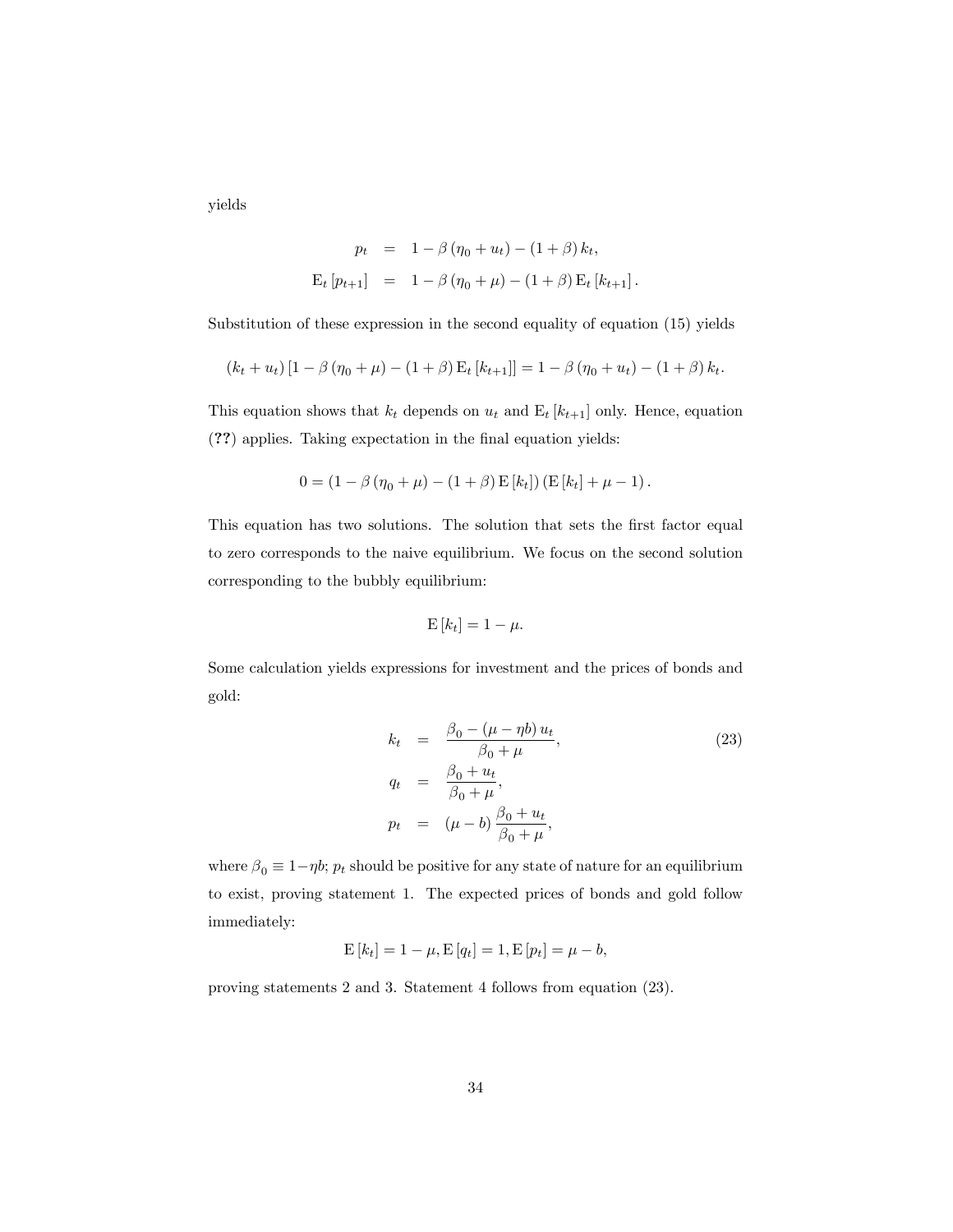yields

$$
\begin{aligned}
p_t &= 1 - \beta(\eta_0 + u_t) - (1+\beta) k_t, \\
\mathrm{E}_t[p_{t+1}] &= 1 - \beta(\eta_0 + \mu) - (1+\beta) \mathrm{E}_t[k_{t+1}].
\end{aligned}
$$

Substitution of these expression in the second equality of equation (15) yields

$$
(k_t + u_t)[1 - \beta(\eta_0 + \mu) - (1+\beta)\mathrm{E}_t[k_{t+1}]] = 1 - \beta(\eta_0 + u_t) - (1+\beta) k_t.
$$

This equation shows that $k_t$ depends on $u_t$ and $\mathrm{E}_t[k_{t+1}]$ only. Hence, equation (**??**) applies. Taking expectation in the final equation yields:

$$
0 = (1 - \beta(\eta_0 + \mu) - (1+\beta)\mathrm{E}[k_t])(\mathrm{E}[k_t] + \mu - 1).
$$

This equation has two solutions. The solution that sets the first factor equal to zero corresponds to the naive equilibrium. We focus on the second solution corresponding to the bubbly equilibrium:

$$
\mathrm{E}[k_t] = 1 - \mu.
$$

Some calculation yields expressions for investment and the prices of bonds and gold:

$$
\begin{aligned}
k_t &= \frac{\beta_0 - (\mu - \eta b) u_t}{\beta_0 + \mu}, \\
q_t &= \frac{\beta_0 + u_t}{\beta_0 + \mu}, \\
p_t &= (\mu - b) \frac{\beta_0 + u_t}{\beta_0 + \mu},
\end{aligned}
\tag{23}
$$

where $\beta_0 \equiv 1 - \eta b$; $p_t$ should be positive for any state of nature for an equilibrium to exist, proving statement 1. The expected prices of bonds and gold follow immediately:

$$
\mathrm{E}[k_t] = 1 - \mu, \mathrm{E}[q_t] = 1, \mathrm{E}[p_t] = \mu - b,
$$

proving statements 2 and 3. Statement 4 follows from equation (23).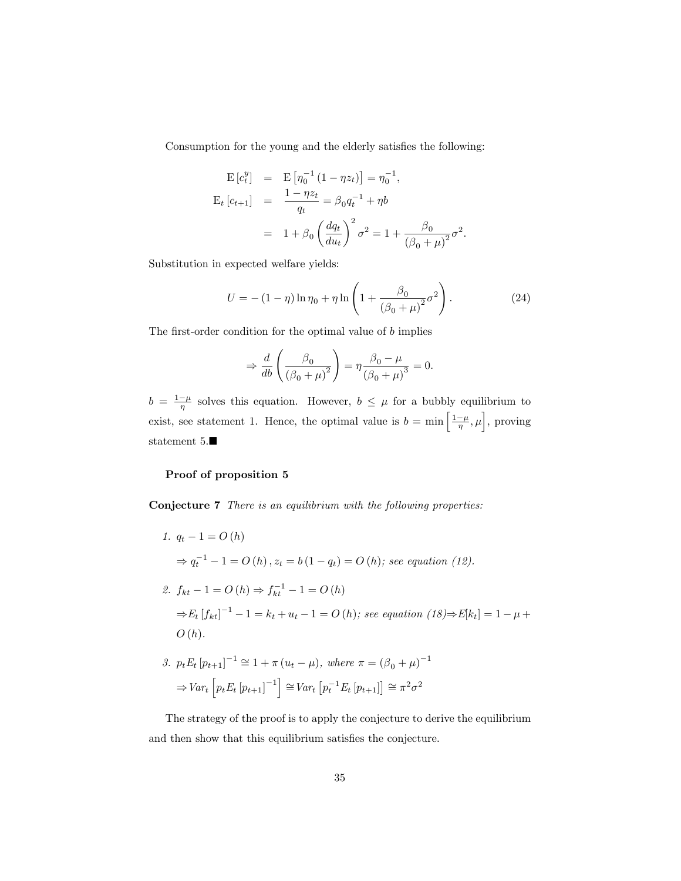Consumption for the young and the elderly satisfies the following:

$$
\begin{aligned}
\mathrm{E}\left[c_t^y\right] &= \mathrm{E}\left[\eta_0^{-1}\left(1-\eta z_t\right)\right]=\eta_0^{-1}, \\
\mathrm{E}_t\left[c_{t+1}\right] &= \frac{1-\eta z_t}{q_t}=\beta_0 q_t^{-1}+\eta b \\
&= 1+\beta_0\left(\frac{d q_t}{d u_t}\right)^2 \sigma^2=1+\frac{\beta_0}{\left(\beta_0+\mu\right)^2} \sigma^2 .
\end{aligned}
$$

Substitution in expected welfare yields:

$$
U=-(1-\eta) \ln \eta_0+\eta \ln \left(1+\frac{\beta_0}{\left(\beta_0+\mu\right)^2} \sigma^2\right). \tag{24}
$$

The first-order condition for the optimal value of $b$ implies

$$
\Rightarrow \frac{d}{d b}\left(\frac{\beta_0}{\left(\beta_0+\mu\right)^2}\right)=\eta \frac{\beta_0-\mu}{\left(\beta_0+\mu\right)^3}=0 .
$$

$b=\frac{1-\mu}{\eta}$ solves this equation. However, $b \leq \mu$ for a bubbly equilibrium to exist, see statement 1. Hence, the optimal value is $b=\min\left[\frac{1-\mu}{\eta}, \mu\right]$, proving statement 5.■

**Proof of proposition 5**

**Conjecture 7** *There is an equilibrium with the following properties:*

1. $q_t-1=O(h)$

   $\Rightarrow q_t^{-1}-1=O(h), z_t=b\left(1-q_t\right)=O(h)$*; see equation (12).*

2. $f_{kt}-1=O(h) \Rightarrow f_{kt}^{-1}-1=O(h)$

   $\Rightarrow E_t\left[f_{kt}\right]^{-1}-1=k_t+u_t-1=O(h)$*; see equation (18)*$\Rightarrow E[k_t]=1-\mu+O(h)$.

3. $p_t E_t\left[p_{t+1}\right]^{-1} \cong 1+\pi\left(u_t-\mu\right)$*, where* $\pi=\left(\beta_0+\mu\right)^{-1}$

   $\Rightarrow Var_t\left[p_t E_t\left[p_{t+1}\right]^{-1}\right] \cong Var_t\left[p_t^{-1} E_t\left[p_{t+1}\right]\right] \cong \pi^2 \sigma^2$

The strategy of the proof is to apply the conjecture to derive the equilibrium and then show that this equilibrium satisfies the conjecture.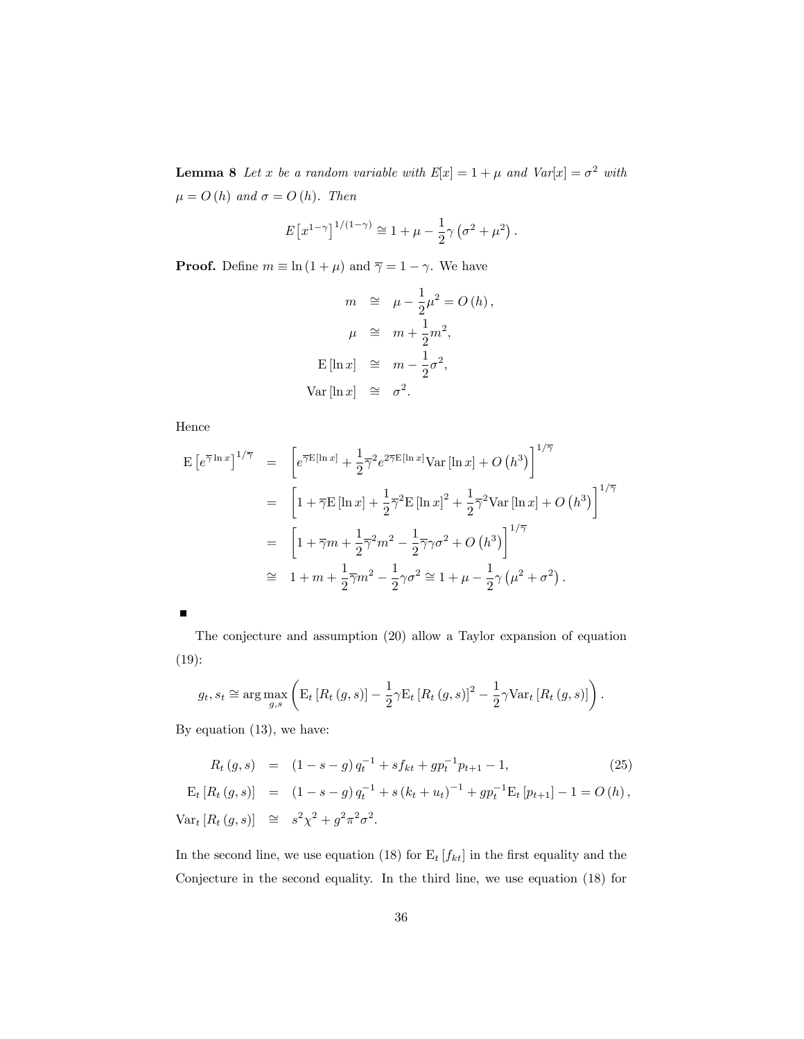**Lemma 8** *Let $x$ be a random variable with $E[x] = 1 + \mu$ and $Var[x] = \sigma^2$ with $\mu = O(h)$ and $\sigma = O(h)$. Then*

$$E\left[x^{1-\gamma}\right]^{1/(1-\gamma)} \cong 1 + \mu - \frac{1}{2}\gamma\left(\sigma^2 + \mu^2\right).$$

**Proof.** Define $m \equiv \ln(1+\mu)$ and $\overline{\gamma} = 1 - \gamma$. We have

$$\begin{aligned}
m &\cong \mu - \frac{1}{2}\mu^2 = O(h), \\
\mu &\cong m + \frac{1}{2}m^2, \\
\mathrm{E}[\ln x] &\cong m - \frac{1}{2}\sigma^2, \\
\mathrm{Var}[\ln x] &\cong \sigma^2.
\end{aligned}$$

Hence

$$\begin{aligned}
\mathrm{E}\left[e^{\overline{\gamma}\ln x}\right]^{1/\overline{\gamma}} &= \left[e^{\overline{\gamma}\mathrm{E}[\ln x]} + \frac{1}{2}\overline{\gamma}^2 e^{2\overline{\gamma}\mathrm{E}[\ln x]}\mathrm{Var}[\ln x] + O\left(h^3\right)\right]^{1/\overline{\gamma}} \\
&= \left[1 + \overline{\gamma}\mathrm{E}[\ln x] + \frac{1}{2}\overline{\gamma}^2\mathrm{E}[\ln x]^2 + \frac{1}{2}\overline{\gamma}^2\mathrm{Var}[\ln x] + O\left(h^3\right)\right]^{1/\overline{\gamma}} \\
&= \left[1 + \overline{\gamma}m + \frac{1}{2}\overline{\gamma}^2 m^2 - \frac{1}{2}\overline{\gamma}\gamma\sigma^2 + O\left(h^3\right)\right]^{1/\overline{\gamma}} \\
&\cong 1 + m + \frac{1}{2}\overline{\gamma}m^2 - \frac{1}{2}\gamma\sigma^2 \cong 1 + \mu - \frac{1}{2}\gamma\left(\mu^2 + \sigma^2\right).
\end{aligned}$$

■

The conjecture and assumption (20) allow a Taylor expansion of equation (19):

$$g_t, s_t \cong \arg\max_{g,s}\left(\mathrm{E}_t\left[R_t(g,s)\right] - \frac{1}{2}\gamma\mathrm{E}_t\left[R_t(g,s)\right]^2 - \frac{1}{2}\gamma\mathrm{Var}_t\left[R_t(g,s)\right]\right).$$

By equation (13), we have:

$$\begin{aligned}
R_t(g,s) &= (1-s-g)\,q_t^{-1} + sf_{kt} + gp_t^{-1}p_{t+1} - 1, \qquad (25) \\
\mathrm{E}_t\left[R_t(g,s)\right] &= (1-s-g)\,q_t^{-1} + s\left(k_t + u_t\right)^{-1} + gp_t^{-1}\mathrm{E}_t\left[p_{t+1}\right] - 1 = O(h), \\
\mathrm{Var}_t\left[R_t(g,s)\right] &\cong s^2\chi^2 + g^2\pi^2\sigma^2.
\end{aligned}$$

In the second line, we use equation (18) for $\mathrm{E}_t[f_{kt}]$ in the first equality and the Conjecture in the second equality. In the third line, we use equation (18) for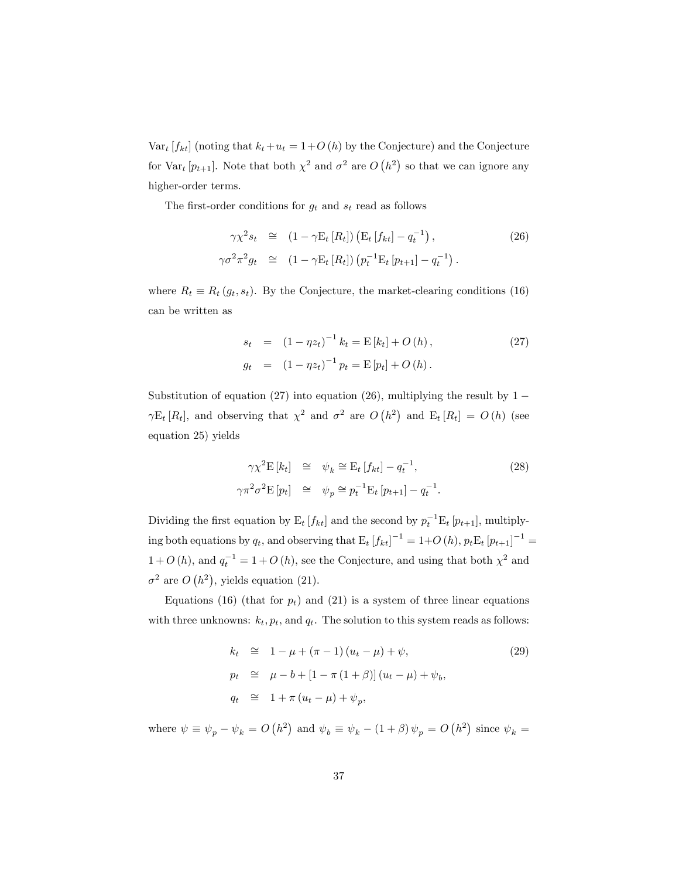$\text{Var}_t[f_{kt}]$ (noting that $k_t + u_t = 1 + O(h)$ by the Conjecture) and the Conjecture for $\text{Var}_t[p_{t+1}]$. Note that both $\chi^2$ and $\sigma^2$ are $O(h^2)$ so that we can ignore any higher-order terms.

The first-order conditions for $g_t$ and $s_t$ read as follows

$$
\begin{aligned}
\gamma\chi^2 s_t &\cong (1 - \gamma \text{E}_t[R_t]) \left( \text{E}_t[f_{kt}] - q_t^{-1} \right), \\
\gamma\sigma^2\pi^2 g_t &\cong (1 - \gamma \text{E}_t[R_t]) \left( p_t^{-1}\text{E}_t[p_{t+1}] - q_t^{-1} \right).
\end{aligned} \tag{26}
$$

where $R_t \equiv R_t(g_t, s_t)$. By the Conjecture, the market-clearing conditions (16) can be written as

$$
\begin{aligned}
s_t &= (1 - \eta z_t)^{-1} k_t = \text{E}[k_t] + O(h), \\
g_t &= (1 - \eta z_t)^{-1} p_t = \text{E}[p_t] + O(h).
\end{aligned} \tag{27}
$$

Substitution of equation (27) into equation (26), multiplying the result by $1 - \gamma\text{E}_t[R_t]$, and observing that $\chi^2$ and $\sigma^2$ are $O(h^2)$ and $\text{E}_t[R_t] = O(h)$ (see equation 25) yields

$$
\begin{aligned}
\gamma\chi^2\text{E}[k_t] &\cong \psi_k \cong \text{E}_t[f_{kt}] - q_t^{-1}, \\
\gamma\pi^2\sigma^2\text{E}[p_t] &\cong \psi_p \cong p_t^{-1}\text{E}_t[p_{t+1}] - q_t^{-1}.
\end{aligned} \tag{28}
$$

Dividing the first equation by $\text{E}_t[f_{kt}]$ and the second by $p_t^{-1}\text{E}_t[p_{t+1}]$, multiplying both equations by $q_t$, and observing that $\text{E}_t[f_{kt}]^{-1} = 1 + O(h)$, $p_t\text{E}_t[p_{t+1}]^{-1} = 1 + O(h)$, and $q_t^{-1} = 1 + O(h)$, see the Conjecture, and using that both $\chi^2$ and $\sigma^2$ are $O(h^2)$, yields equation (21).

Equations (16) (that for $p_t$) and (21) is a system of three linear equations with three unknowns: $k_t, p_t$, and $q_t$. The solution to this system reads as follows:

$$
\begin{aligned}
k_t &\cong 1 - \mu + (\pi - 1)(u_t - \mu) + \psi, \\
p_t &\cong \mu - b + [1 - \pi(1 + \beta)](u_t - \mu) + \psi_b, \\
q_t &\cong 1 + \pi(u_t - \mu) + \psi_p,
\end{aligned} \tag{29}
$$

where $\psi \equiv \psi_p - \psi_k = O(h^2)$ and $\psi_b \equiv \psi_k - (1 + \beta)\psi_p = O(h^2)$ since $\psi_k =$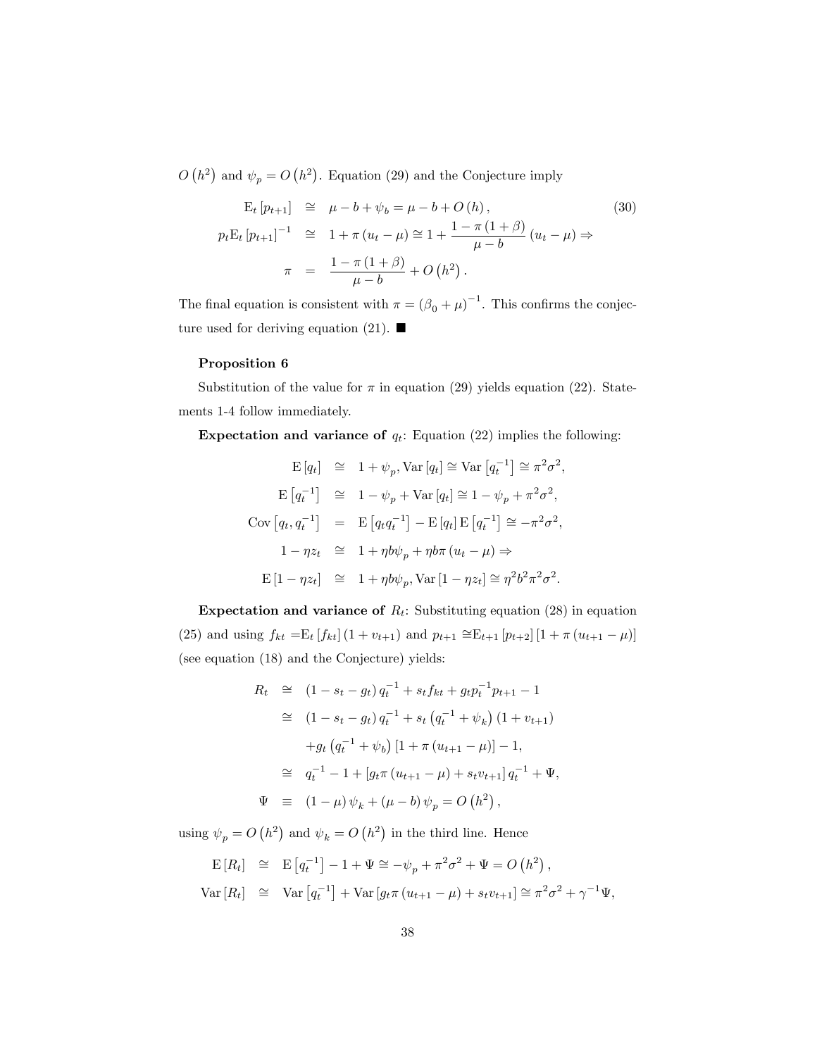$O(h^2)$ and $\psi_p = O(h^2)$. Equation (29) and the Conjecture imply

$$
\begin{aligned}
\mathrm{E}_t[p_{t+1}] &\cong \mu - b + \psi_b = \mu - b + O(h), \qquad (30)\\
p_t \mathrm{E}_t[p_{t+1}]^{-1} &\cong 1 + \pi(u_t - \mu) \cong 1 + \frac{1 - \pi(1+\beta)}{\mu - b}(u_t - \mu) \Rightarrow \\
\pi &= \frac{1 - \pi(1+\beta)}{\mu - b} + O(h^2).
\end{aligned}
$$

The final equation is consistent with $\pi = (\beta_0 + \mu)^{-1}$. This confirms the conjecture used for deriving equation (21). ■

**Proposition 6**

Substitution of the value for $\pi$ in equation (29) yields equation (22). Statements 1-4 follow immediately.

**Expectation and variance of** $q_t$: Equation (22) implies the following:

$$
\begin{aligned}
\mathrm{E}[q_t] &\cong 1 + \psi_p, \mathrm{Var}[q_t] \cong \mathrm{Var}\left[q_t^{-1}\right] \cong \pi^2\sigma^2, \\
\mathrm{E}\left[q_t^{-1}\right] &\cong 1 - \psi_p + \mathrm{Var}[q_t] \cong 1 - \psi_p + \pi^2\sigma^2, \\
\mathrm{Cov}\left[q_t, q_t^{-1}\right] &= \mathrm{E}\left[q_t q_t^{-1}\right] - \mathrm{E}[q_t]\,\mathrm{E}\left[q_t^{-1}\right] \cong -\pi^2\sigma^2, \\
1 - \eta z_t &\cong 1 + \eta b \psi_p + \eta b \pi (u_t - \mu) \Rightarrow \\
\mathrm{E}[1 - \eta z_t] &\cong 1 + \eta b \psi_p, \mathrm{Var}[1 - \eta z_t] \cong \eta^2 b^2 \pi^2 \sigma^2.
\end{aligned}
$$

**Expectation and variance of** $R_t$: Substituting equation (28) in equation (25) and using $f_{kt} = \mathrm{E}_t[f_{kt}](1 + v_{t+1})$ and $p_{t+1} \cong \mathrm{E}_{t+1}[p_{t+2}][1 + \pi(u_{t+1} - \mu)]$ (see equation (18) and the Conjecture) yields:

$$
\begin{aligned}
R_t &\cong (1 - s_t - g_t) q_t^{-1} + s_t f_{kt} + g_t p_t^{-1} p_{t+1} - 1 \\
&\cong (1 - s_t - g_t) q_t^{-1} + s_t \left(q_t^{-1} + \psi_k\right)(1 + v_{t+1}) \\
&\quad + g_t \left(q_t^{-1} + \psi_b\right)[1 + \pi(u_{t+1} - \mu)] - 1, \\
&\cong q_t^{-1} - 1 + [g_t \pi (u_{t+1} - \mu) + s_t v_{t+1}] q_t^{-1} + \Psi, \\
\Psi &\equiv (1 - \mu)\psi_k + (\mu - b)\psi_p = O(h^2),
\end{aligned}
$$

using $\psi_p = O(h^2)$ and $\psi_k = O(h^2)$ in the third line. Hence

$$
\begin{aligned}
\mathrm{E}[R_t] &\cong \mathrm{E}\left[q_t^{-1}\right] - 1 + \Psi \cong -\psi_p + \pi^2\sigma^2 + \Psi = O(h^2), \\
\mathrm{Var}[R_t] &\cong \mathrm{Var}\left[q_t^{-1}\right] + \mathrm{Var}[g_t \pi (u_{t+1} - \mu) + s_t v_{t+1}] \cong \pi^2\sigma^2 + \gamma^{-1}\Psi,
\end{aligned}
$$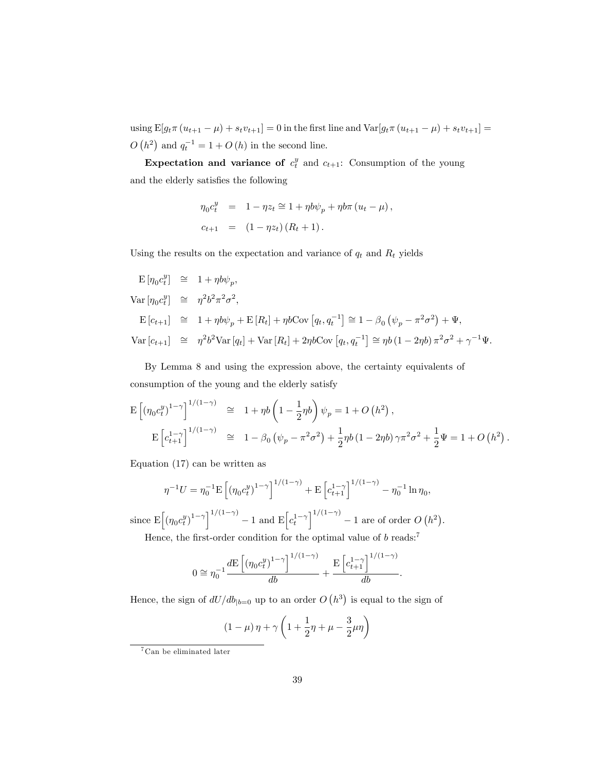using $\mathrm{E}[g_t \pi (u_{t+1} - \mu) + s_t v_{t+1}] = 0$ in the first line and $\mathrm{Var}[g_t \pi (u_{t+1} - \mu) + s_t v_{t+1}] = O(h^2)$ and $q_t^{-1} = 1 + O(h)$ in the second line.

**Expectation and variance of $c_t^y$ and $c_{t+1}$:** Consumption of the young and the elderly satisfies the following

$$
\begin{aligned}
\eta_0 c_t^y &= 1 - \eta z_t \cong 1 + \eta b \psi_p + \eta b \pi (u_t - \mu), \\
c_{t+1} &= (1 - \eta z_t)(R_t + 1).
\end{aligned}
$$

Using the results on the expectation and variance of $q_t$ and $R_t$ yields

$$
\begin{aligned}
\mathrm{E}[\eta_0 c_t^y] &\cong 1 + \eta b \psi_p, \\
\mathrm{Var}[\eta_0 c_t^y] &\cong \eta^2 b^2 \pi^2 \sigma^2, \\
\mathrm{E}[c_{t+1}] &\cong 1 + \eta b \psi_p + \mathrm{E}[R_t] + \eta b \mathrm{Cov}\left[q_t, q_t^{-1}\right] \cong 1 - \beta_0 \left(\psi_p - \pi^2 \sigma^2\right) + \Psi, \\
\mathrm{Var}[c_{t+1}] &\cong \eta^2 b^2 \mathrm{Var}[q_t] + \mathrm{Var}[R_t] + 2\eta b \mathrm{Cov}\left[q_t, q_t^{-1}\right] \cong \eta b (1 - 2\eta b) \pi^2 \sigma^2 + \gamma^{-1} \Psi.
\end{aligned}
$$

By Lemma 8 and using the expression above, the certainty equivalents of consumption of the young and the elderly satisfy

$$
\begin{aligned}
\mathrm{E}\left[(\eta_0 c_t^y)^{1-\gamma}\right]^{1/(1-\gamma)} &\cong 1 + \eta b \left(1 - \frac{1}{2}\eta b\right) \psi_p = 1 + O\left(h^2\right), \\
\mathrm{E}\left[c_{t+1}^{1-\gamma}\right]^{1/(1-\gamma)} &\cong 1 - \beta_0 \left(\psi_p - \pi^2 \sigma^2\right) + \frac{1}{2}\eta b (1 - 2\eta b) \gamma \pi^2 \sigma^2 + \frac{1}{2}\Psi = 1 + O\left(h^2\right).
\end{aligned}
$$

Equation (17) can be written as

$$
\eta^{-1} U = \eta_0^{-1} \mathrm{E}\left[(\eta_0 c_t^y)^{1-\gamma}\right]^{1/(1-\gamma)} + \mathrm{E}\left[c_{t+1}^{1-\gamma}\right]^{1/(1-\gamma)} - \eta_0^{-1} \ln \eta_0,
$$

since $\mathrm{E}\left[(\eta_0 c_t^y)^{1-\gamma}\right]^{1/(1-\gamma)} - 1$ and $\mathrm{E}\left[c_t^{1-\gamma}\right]^{1/(1-\gamma)} - 1$ are of order $O\left(h^2\right)$.

Hence, the first-order condition for the optimal value of $b$ reads:[7]

$$
0 \cong \eta_0^{-1} \frac{d \mathrm{E}\left[(\eta_0 c_t^y)^{1-\gamma}\right]^{1/(1-\gamma)}}{db} + \frac{\mathrm{E}\left[c_{t+1}^{1-\gamma}\right]^{1/(1-\gamma)}}{db}.
$$

Hence, the sign of $dU/db_{|b=0}$ up to an order $O\left(h^3\right)$ is equal to the sign of

$$
(1 - \mu)\eta + \gamma \left(1 + \frac{1}{2}\eta + \mu - \frac{3}{2}\mu\eta\right)
$$

[7] Can be eliminated later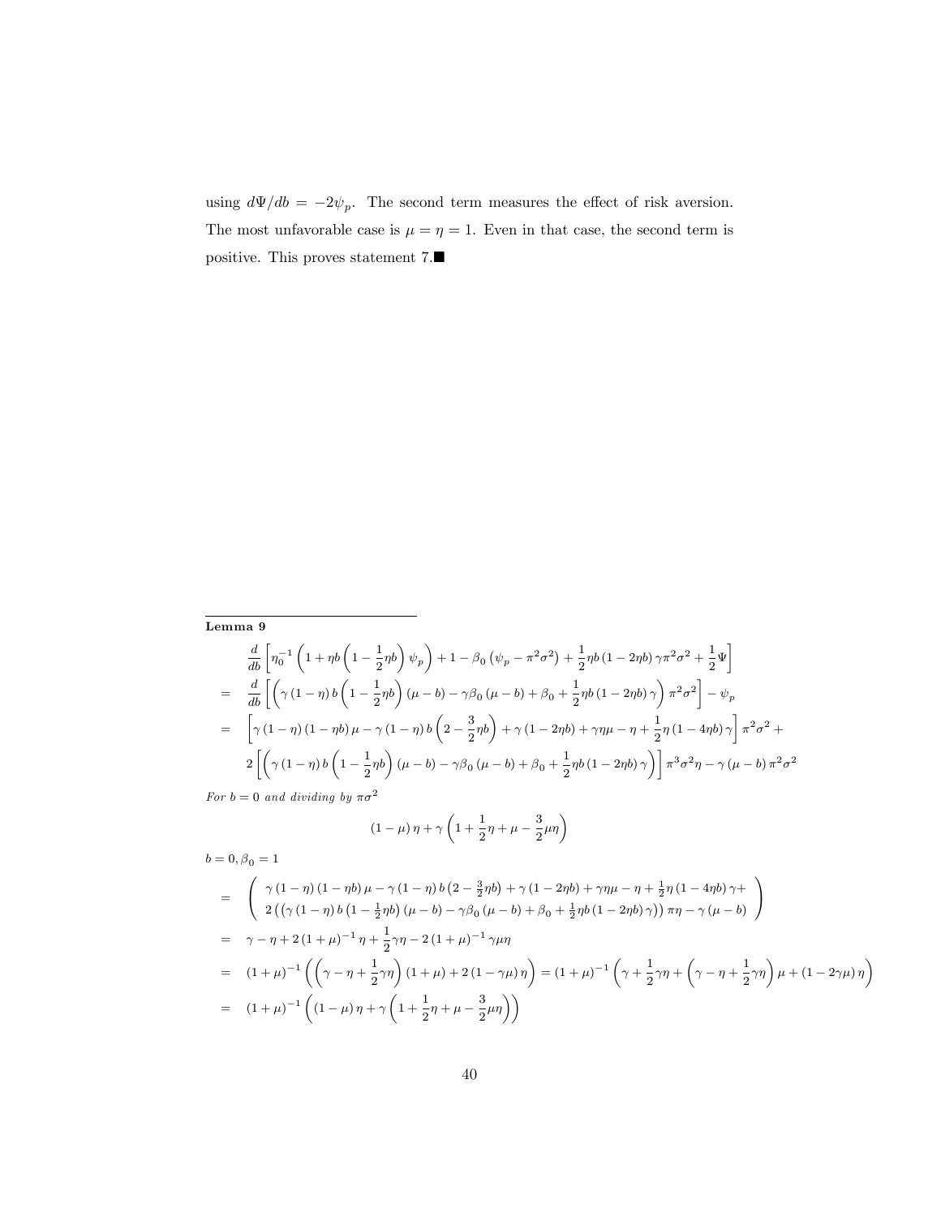using $d\Psi/db = -2\psi_p$. The second term measures the effect of risk aversion. The most unfavorable case is $\mu = \eta = 1$. Even in that case, the second term is positive. This proves statement 7.■

---

**Lemma 9**

$$
\begin{aligned}
& \frac{d}{db}\left[\eta_0^{-1}\left(1+\eta b\left(1-\frac{1}{2}\eta b\right)\psi_p\right)+1-\beta_0\left(\psi_p-\pi^2\sigma^2\right)+\frac{1}{2}\eta b\left(1-2\eta b\right)\gamma\pi^2\sigma^2+\frac{1}{2}\Psi\right] \\
= \; & \frac{d}{db}\left[\left(\gamma\left(1-\eta\right)b\left(1-\frac{1}{2}\eta b\right)\left(\mu-b\right)-\gamma\beta_0\left(\mu-b\right)+\beta_0+\frac{1}{2}\eta b\left(1-2\eta b\right)\gamma\right)\pi^2\sigma^2\right]-\psi_p \\
= \; & \left[\gamma\left(1-\eta\right)\left(1-\eta b\right)\mu-\gamma\left(1-\eta\right)b\left(2-\frac{3}{2}\eta b\right)+\gamma\left(1-2\eta b\right)+\gamma\eta\mu-\eta+\frac{1}{2}\eta\left(1-4\eta b\right)\gamma\right]\pi^2\sigma^2+ \\
& 2\left[\left(\gamma\left(1-\eta\right)b\left(1-\frac{1}{2}\eta b\right)\left(\mu-b\right)-\gamma\beta_0\left(\mu-b\right)+\beta_0+\frac{1}{2}\eta b\left(1-2\eta b\right)\gamma\right)\right]\pi^3\sigma^2\eta-\gamma\left(\mu-b\right)\pi^2\sigma^2
\end{aligned}
$$

*For $b = 0$ and dividing by $\pi\sigma^2$*

$$
\left(1-\mu\right)\eta+\gamma\left(1+\frac{1}{2}\eta+\mu-\frac{3}{2}\mu\eta\right)
$$

$b = 0, \beta_0 = 1$

$$
\begin{aligned}
= \; & \left(\begin{array}{c}\gamma\left(1-\eta\right)\left(1-\eta b\right)\mu-\gamma\left(1-\eta\right)b\left(2-\frac{3}{2}\eta b\right)+\gamma\left(1-2\eta b\right)+\gamma\eta\mu-\eta+\frac{1}{2}\eta\left(1-4\eta b\right)\gamma+ \\ 2\left(\left(\gamma\left(1-\eta\right)b\left(1-\frac{1}{2}\eta b\right)\left(\mu-b\right)-\gamma\beta_0\left(\mu-b\right)+\beta_0+\frac{1}{2}\eta b\left(1-2\eta b\right)\gamma\right)\right)\pi\eta-\gamma\left(\mu-b\right)\end{array}\right) \\
= \; & \gamma-\eta+2\left(1+\mu\right)^{-1}\eta+\frac{1}{2}\gamma\eta-2\left(1+\mu\right)^{-1}\gamma\mu\eta \\
= \; & \left(1+\mu\right)^{-1}\left(\left(\gamma-\eta+\frac{1}{2}\gamma\eta\right)\left(1+\mu\right)+2\left(1-\gamma\mu\right)\eta\right)=\left(1+\mu\right)^{-1}\left(\gamma+\frac{1}{2}\gamma\eta+\left(\gamma-\eta+\frac{1}{2}\gamma\eta\right)\mu+\left(1-2\gamma\mu\right)\eta\right) \\
= \; & \left(1+\mu\right)^{-1}\left(\left(1-\mu\right)\eta+\gamma\left(1+\frac{1}{2}\eta+\mu-\frac{3}{2}\mu\eta\right)\right)
\end{aligned}
$$